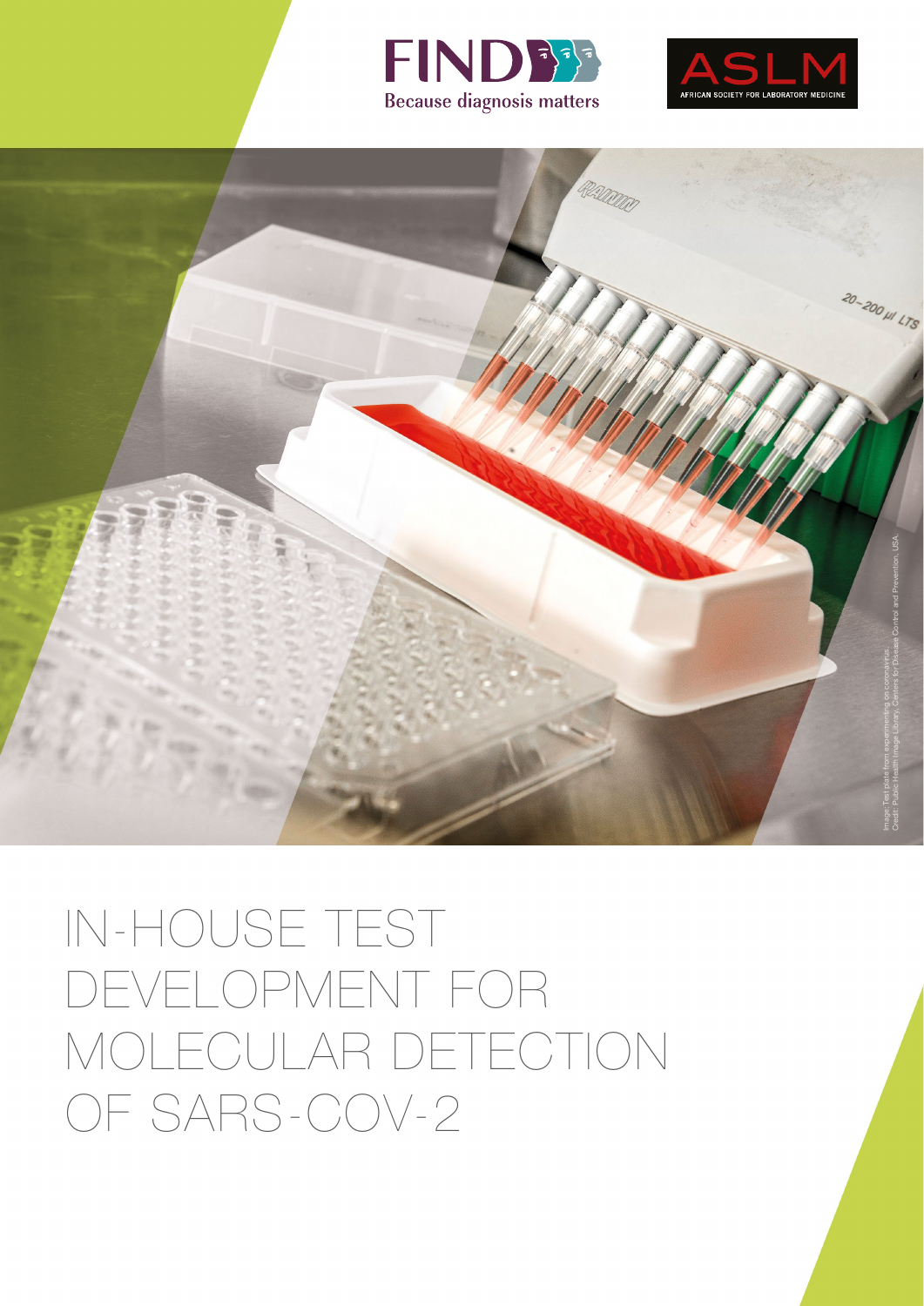FIND Because diagnosis matters

ASLM AFRICAN SOCIETY FOR LABORATORY MEDICINE

Image: Test plate from experimenting on coronavirus.
Credit: Public Health Image Library, Centers for Disease Control and Prevention, USA.

# IN-HOUSE TEST DEVELOPMENT FOR MOLECULAR DETECTION OF SARS-COV-2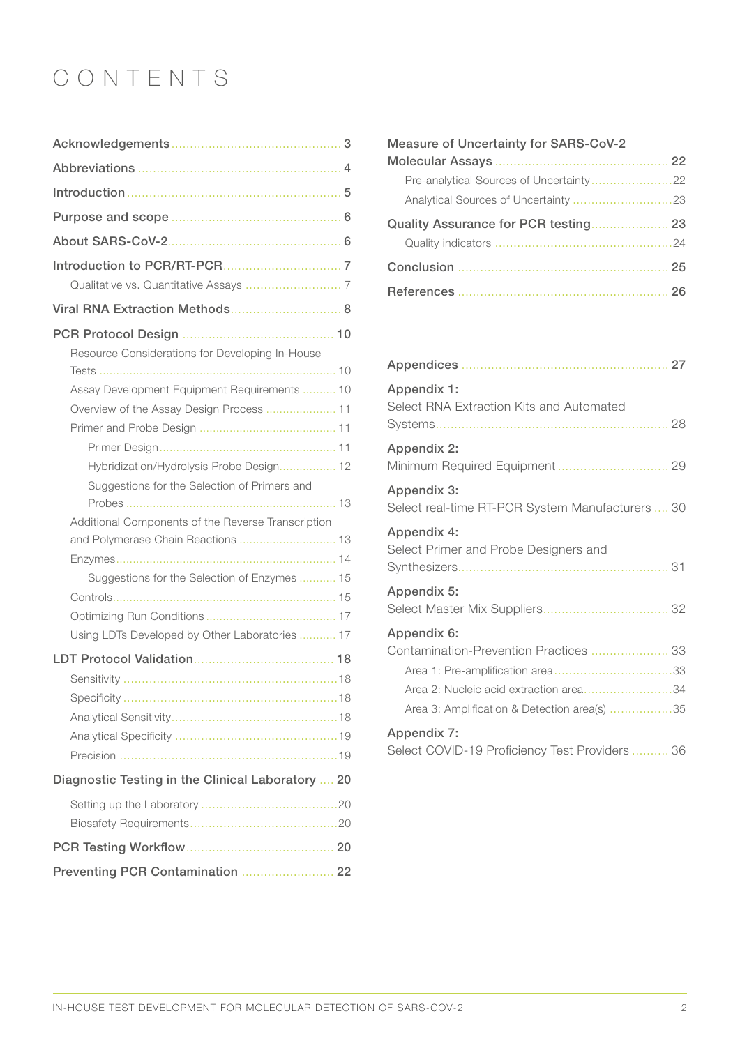# CONTENTS

- Acknowledgements ... 3
- Abbreviations ... 4
- Introduction ... 5
- Purpose and scope ... 6
- About SARS-CoV-2 ... 6
- Introduction to PCR/RT-PCR ... 7
  - Qualitative vs. Quantitative Assays ... 7
- Viral RNA Extraction Methods ... 8
- PCR Protocol Design ... 10
  - Resource Considerations for Developing In-House Tests ... 10
  - Assay Development Equipment Requirements ... 10
  - Overview of the Assay Design Process ... 11
  - Primer and Probe Design ... 11
    - Primer Design ... 11
    - Hybridization/Hydrolysis Probe Design ... 12
    - Suggestions for the Selection of Primers and Probes ... 13
  - Additional Components of the Reverse Transcription and Polymerase Chain Reactions ... 13
  - Enzymes ... 14
    - Suggestions for the Selection of Enzymes ... 15
  - Controls ... 15
  - Optimizing Run Conditions ... 17
  - Using LDTs Developed by Other Laboratories ... 17
- LDT Protocol Validation ... 18
  - Sensitivity ... 18
  - Specificity ... 18
  - Analytical Sensitivity ... 18
  - Analytical Specificity ... 19
  - Precision ... 19
- Diagnostic Testing in the Clinical Laboratory ... 20
  - Setting up the Laboratory ... 20
  - Biosafety Requirements ... 20
- PCR Testing Workflow ... 20
- Preventing PCR Contamination ... 22
- Measure of Uncertainty for SARS-CoV-2 Molecular Assays ... 22
  - Pre-analytical Sources of Uncertainty ... 22
  - Analytical Sources of Uncertainty ... 23
- Quality Assurance for PCR testing ... 23
  - Quality indicators ... 24
- Conclusion ... 25
- References ... 26

- Appendices ... 27
- Appendix 1: Select RNA Extraction Kits and Automated Systems ... 28
- Appendix 2: Minimum Required Equipment ... 29
- Appendix 3: Select real-time RT-PCR System Manufacturers ... 30
- Appendix 4: Select Primer and Probe Designers and Synthesizers ... 31
- Appendix 5: Select Master Mix Suppliers ... 32
- Appendix 6: Contamination-Prevention Practices ... 33
  - Area 1: Pre-amplification area ... 33
  - Area 2: Nucleic acid extraction area ... 34
  - Area 3: Amplification & Detection area(s) ... 35
- Appendix 7: Select COVID-19 Proficiency Test Providers ... 36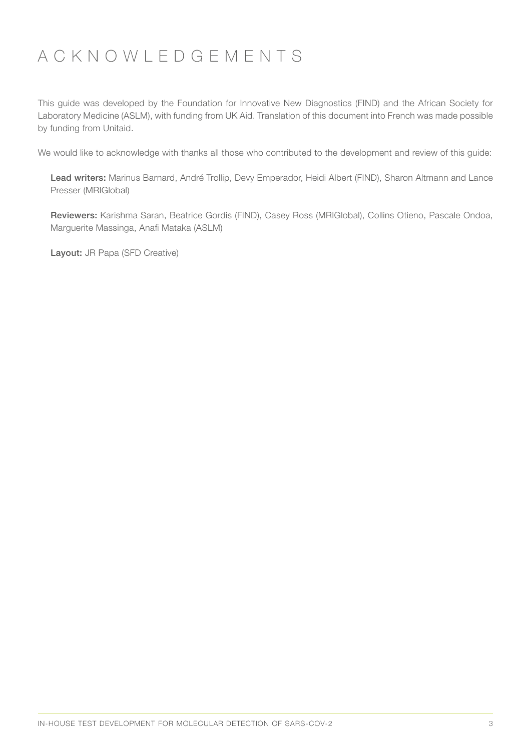# ACKNOWLEDGEMENTS

This guide was developed by the Foundation for Innovative New Diagnostics (FIND) and the African Society for Laboratory Medicine (ASLM), with funding from UK Aid. Translation of this document into French was made possible by funding from Unitaid.

We would like to acknowledge with thanks all those who contributed to the development and review of this guide:

**Lead writers:** Marinus Barnard, André Trollip, Devy Emperador, Heidi Albert (FIND), Sharon Altmann and Lance Presser (MRIGlobal)

**Reviewers:** Karishma Saran, Beatrice Gordis (FIND), Casey Ross (MRIGlobal), Collins Otieno, Pascale Ondoa, Marguerite Massinga, Anafi Mataka (ASLM)

**Layout:** JR Papa (SFD Creative)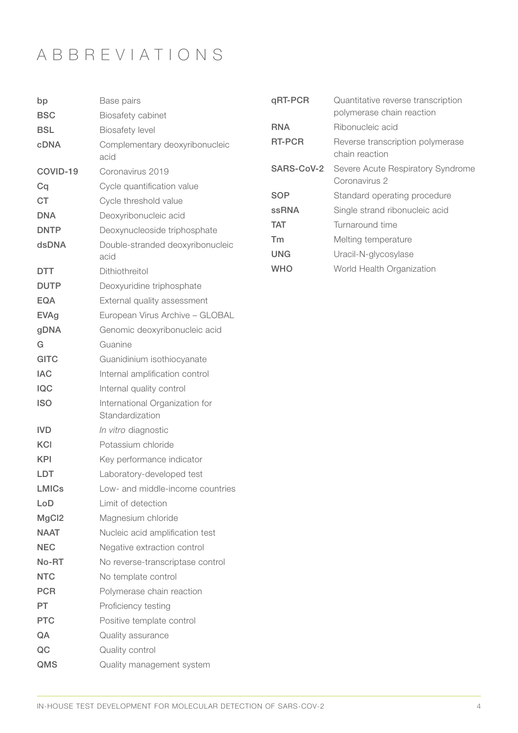# ABBREVIATIONS

| | |
|---|---|
| **bp** | Base pairs |
| **BSC** | Biosafety cabinet |
| **BSL** | Biosafety level |
| **cDNA** | Complementary deoxyribonucleic acid |
| **COVID-19** | Coronavirus 2019 |
| **Cq** | Cycle quantification value |
| **CT** | Cycle threshold value |
| **DNA** | Deoxyribonucleic acid |
| **DNTP** | Deoxynucleoside triphosphate |
| **dsDNA** | Double-stranded deoxyribonucleic acid |
| **DTT** | Dithiothreitol |
| **DUTP** | Deoxyuridine triphosphate |
| **EQA** | External quality assessment |
| **EVAg** | European Virus Archive – GLOBAL |
| **gDNA** | Genomic deoxyribonucleic acid |
| **G** | Guanine |
| **GITC** | Guanidinium isothiocyanate |
| **IAC** | Internal amplification control |
| **IQC** | Internal quality control |
| **ISO** | International Organization for Standardization |
| **IVD** | *In vitro* diagnostic |
| **KCl** | Potassium chloride |
| **KPI** | Key performance indicator |
| **LDT** | Laboratory-developed test |
| **LMICs** | Low- and middle-income countries |
| **LoD** | Limit of detection |
| **MgCl2** | Magnesium chloride |
| **NAAT** | Nucleic acid amplification test |
| **NEC** | Negative extraction control |
| **No-RT** | No reverse-transcriptase control |
| **NTC** | No template control |
| **PCR** | Polymerase chain reaction |
| **PT** | Proficiency testing |
| **PTC** | Positive template control |
| **QA** | Quality assurance |
| **QC** | Quality control |
| **QMS** | Quality management system |
| **qRT-PCR** | Quantitative reverse transcription polymerase chain reaction |
| **RNA** | Ribonucleic acid |
| **RT-PCR** | Reverse transcription polymerase chain reaction |
| **SARS-CoV-2** | Severe Acute Respiratory Syndrome Coronavirus 2 |
| **SOP** | Standard operating procedure |
| **ssRNA** | Single strand ribonucleic acid |
| **TAT** | Turnaround time |
| **Tm** | Melting temperature |
| **UNG** | Uracil-N-glycosylase |
| **WHO** | World Health Organization |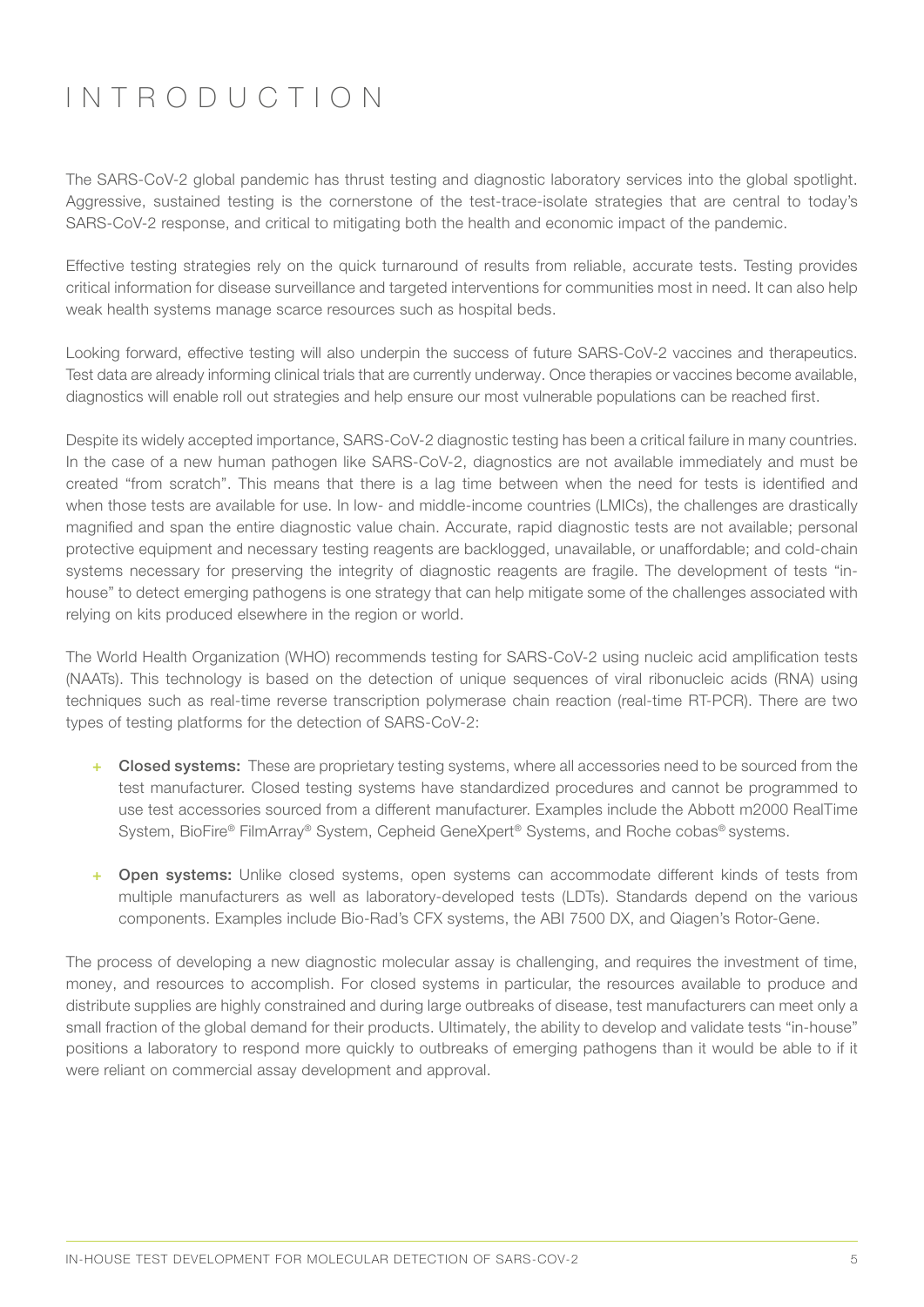# INTRODUCTION

The SARS-CoV-2 global pandemic has thrust testing and diagnostic laboratory services into the global spotlight. Aggressive, sustained testing is the cornerstone of the test-trace-isolate strategies that are central to today's SARS-CoV-2 response, and critical to mitigating both the health and economic impact of the pandemic.

Effective testing strategies rely on the quick turnaround of results from reliable, accurate tests. Testing provides critical information for disease surveillance and targeted interventions for communities most in need. It can also help weak health systems manage scarce resources such as hospital beds.

Looking forward, effective testing will also underpin the success of future SARS-CoV-2 vaccines and therapeutics. Test data are already informing clinical trials that are currently underway. Once therapies or vaccines become available, diagnostics will enable roll out strategies and help ensure our most vulnerable populations can be reached first.

Despite its widely accepted importance, SARS-CoV-2 diagnostic testing has been a critical failure in many countries. In the case of a new human pathogen like SARS-CoV-2, diagnostics are not available immediately and must be created "from scratch". This means that there is a lag time between when the need for tests is identified and when those tests are available for use. In low- and middle-income countries (LMICs), the challenges are drastically magnified and span the entire diagnostic value chain. Accurate, rapid diagnostic tests are not available; personal protective equipment and necessary testing reagents are backlogged, unavailable, or unaffordable; and cold-chain systems necessary for preserving the integrity of diagnostic reagents are fragile. The development of tests "in-house" to detect emerging pathogens is one strategy that can help mitigate some of the challenges associated with relying on kits produced elsewhere in the region or world.

The World Health Organization (WHO) recommends testing for SARS-CoV-2 using nucleic acid amplification tests (NAATs). This technology is based on the detection of unique sequences of viral ribonucleic acids (RNA) using techniques such as real-time reverse transcription polymerase chain reaction (real-time RT-PCR). There are two types of testing platforms for the detection of SARS-CoV-2:

+ **Closed systems:** These are proprietary testing systems, where all accessories need to be sourced from the test manufacturer. Closed testing systems have standardized procedures and cannot be programmed to use test accessories sourced from a different manufacturer. Examples include the Abbott m2000 RealTime System, BioFire® FilmArray® System, Cepheid GeneXpert® Systems, and Roche cobas® systems.

+ **Open systems:** Unlike closed systems, open systems can accommodate different kinds of tests from multiple manufacturers as well as laboratory-developed tests (LDTs). Standards depend on the various components. Examples include Bio-Rad's CFX systems, the ABI 7500 DX, and Qiagen's Rotor-Gene.

The process of developing a new diagnostic molecular assay is challenging, and requires the investment of time, money, and resources to accomplish. For closed systems in particular, the resources available to produce and distribute supplies are highly constrained and during large outbreaks of disease, test manufacturers can meet only a small fraction of the global demand for their products. Ultimately, the ability to develop and validate tests "in-house" positions a laboratory to respond more quickly to outbreaks of emerging pathogens than it would be able to if it were reliant on commercial assay development and approval.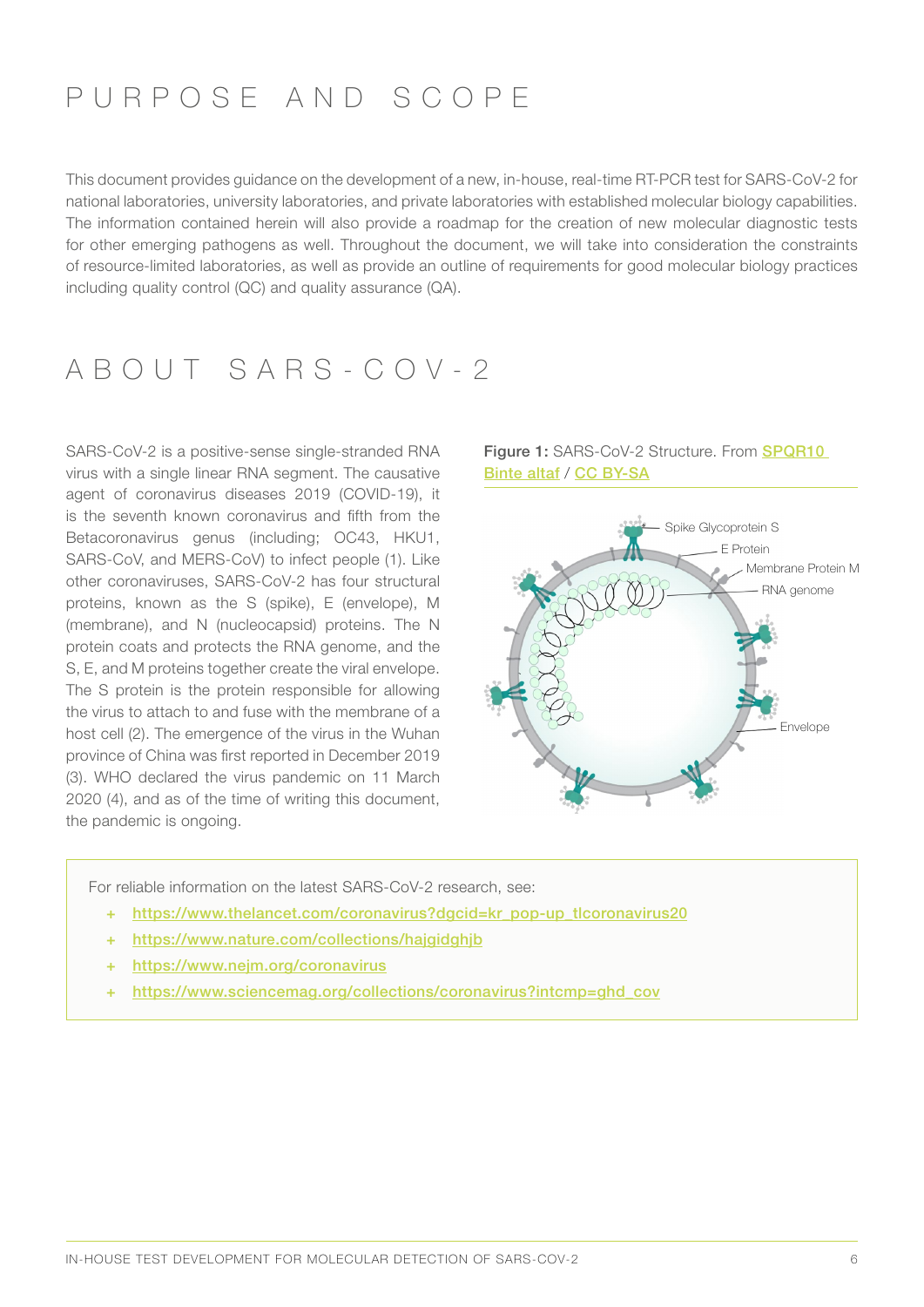# PURPOSE AND SCOPE

This document provides guidance on the development of a new, in-house, real-time RT-PCR test for SARS-CoV-2 for national laboratories, university laboratories, and private laboratories with established molecular biology capabilities. The information contained herein will also provide a roadmap for the creation of new molecular diagnostic tests for other emerging pathogens as well. Throughout the document, we will take into consideration the constraints of resource-limited laboratories, as well as provide an outline of requirements for good molecular biology practices including quality control (QC) and quality assurance (QA).

# ABOUT SARS-COV-2

SARS-CoV-2 is a positive-sense single-stranded RNA virus with a single linear RNA segment. The causative agent of coronavirus diseases 2019 (COVID-19), it is the seventh known coronavirus and fifth from the Betacoronavirus genus (including; OC43, HKU1, SARS-CoV, and MERS-CoV) to infect people (1). Like other coronaviruses, SARS-CoV-2 has four structural proteins, known as the S (spike), E (envelope), M (membrane), and N (nucleocapsid) proteins. The N protein coats and protects the RNA genome, and the S, E, and M proteins together create the viral envelope. The S protein is the protein responsible for allowing the virus to attach to and fuse with the membrane of a host cell (2). The emergence of the virus in the Wuhan province of China was first reported in December 2019 (3). WHO declared the virus pandemic on 11 March 2020 (4), and as of the time of writing this document, the pandemic is ongoing.

**Figure 1:** SARS-CoV-2 Structure. From SPQR10 Binte altaf / CC BY-SA

Spike Glycoprotein S
E Protein
Membrane Protein M
RNA genome
Envelope

For reliable information on the latest SARS-CoV-2 research, see:

- https://www.thelancet.com/coronavirus?dgcid=kr_pop-up_tlcoronavirus20
- https://www.nature.com/collections/hajgidghjb
- https://www.nejm.org/coronavirus
- https://www.sciencemag.org/collections/coronavirus?intcmp=ghd_cov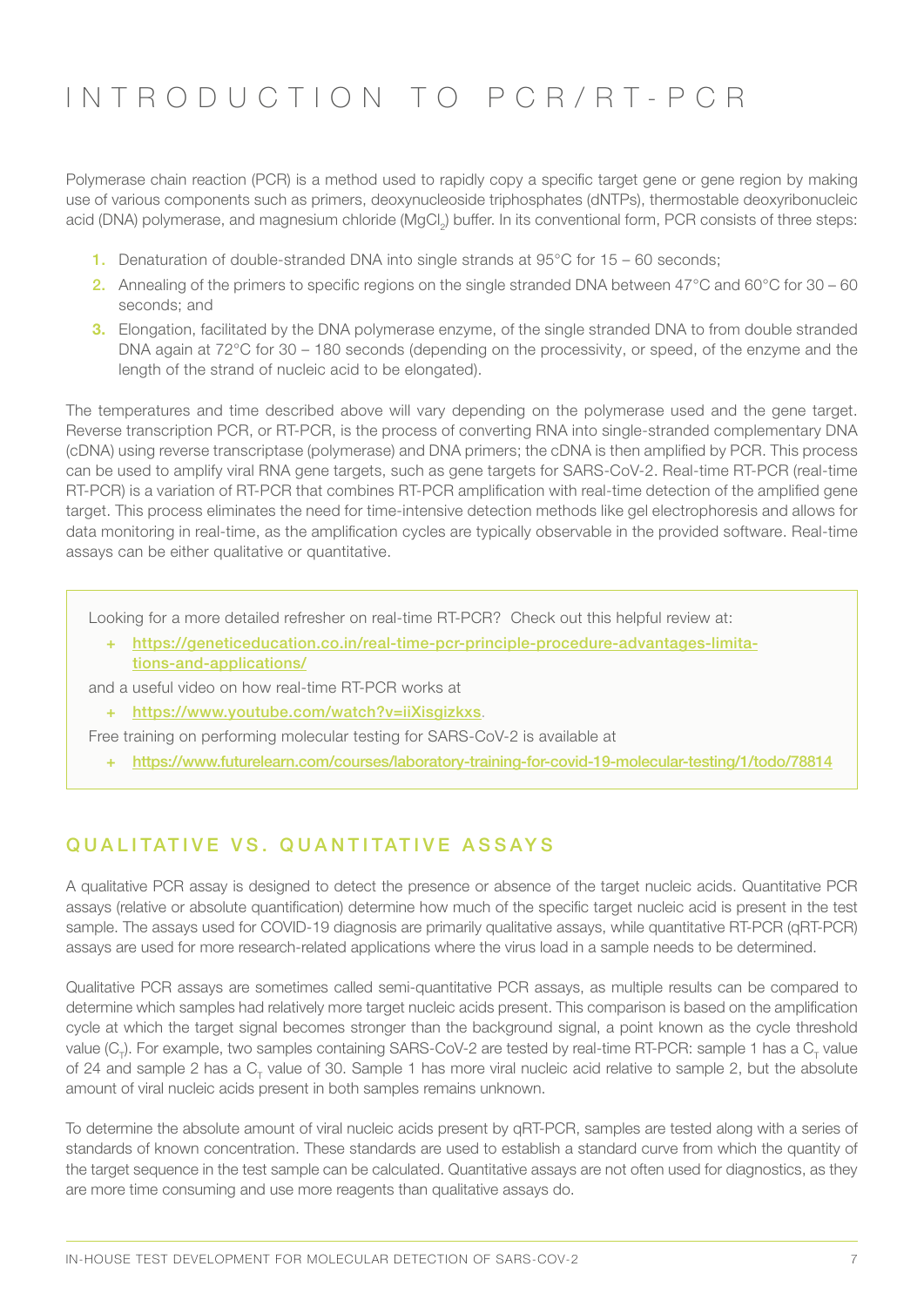# INTRODUCTION TO PCR/RT-PCR

Polymerase chain reaction (PCR) is a method used to rapidly copy a specific target gene or gene region by making use of various components such as primers, deoxynucleoside triphosphates (dNTPs), thermostable deoxyribonucleic acid (DNA) polymerase, and magnesium chloride ($MgCl_2$) buffer. In its conventional form, PCR consists of three steps:

1. Denaturation of double-stranded DNA into single strands at 95°C for 15 – 60 seconds;
2. Annealing of the primers to specific regions on the single stranded DNA between 47°C and 60°C for 30 – 60 seconds; and
3. Elongation, facilitated by the DNA polymerase enzyme, of the single stranded DNA to from double stranded DNA again at 72°C for 30 – 180 seconds (depending on the processivity, or speed, of the enzyme and the length of the strand of nucleic acid to be elongated).

The temperatures and time described above will vary depending on the polymerase used and the gene target. Reverse transcription PCR, or RT-PCR, is the process of converting RNA into single-stranded complementary DNA (cDNA) using reverse transcriptase (polymerase) and DNA primers; the cDNA is then amplified by PCR. This process can be used to amplify viral RNA gene targets, such as gene targets for SARS-CoV-2. Real-time RT-PCR (real-time RT-PCR) is a variation of RT-PCR that combines RT-PCR amplification with real-time detection of the amplified gene target. This process eliminates the need for time-intensive detection methods like gel electrophoresis and allows for data monitoring in real-time, as the amplification cycles are typically observable in the provided software. Real-time assays can be either qualitative or quantitative.

> Looking for a more detailed refresher on real-time RT-PCR? Check out this helpful review at:
>
> + https://geneticeducation.co.in/real-time-pcr-principle-procedure-advantages-limitations-and-applications/
>
> and a useful video on how real-time RT-PCR works at
>
> + https://www.youtube.com/watch?v=iiXisgizkxs.
>
> Free training on performing molecular testing for SARS-CoV-2 is available at
>
> + https://www.futurelearn.com/courses/laboratory-training-for-covid-19-molecular-testing/1/todo/78814

## QUALITATIVE VS. QUANTITATIVE ASSAYS

A qualitative PCR assay is designed to detect the presence or absence of the target nucleic acids. Quantitative PCR assays (relative or absolute quantification) determine how much of the specific target nucleic acid is present in the test sample. The assays used for COVID-19 diagnosis are primarily qualitative assays, while quantitative RT-PCR (qRT-PCR) assays are used for more research-related applications where the virus load in a sample needs to be determined.

Qualitative PCR assays are sometimes called semi-quantitative PCR assays, as multiple results can be compared to determine which samples had relatively more target nucleic acids present. This comparison is based on the amplification cycle at which the target signal becomes stronger than the background signal, a point known as the cycle threshold value ($C_T$). For example, two samples containing SARS-CoV-2 are tested by real-time RT-PCR: sample 1 has a $C_T$ value of 24 and sample 2 has a $C_T$ value of 30. Sample 1 has more viral nucleic acid relative to sample 2, but the absolute amount of viral nucleic acids present in both samples remains unknown.

To determine the absolute amount of viral nucleic acids present by qRT-PCR, samples are tested along with a series of standards of known concentration. These standards are used to establish a standard curve from which the quantity of the target sequence in the test sample can be calculated. Quantitative assays are not often used for diagnostics, as they are more time consuming and use more reagents than qualitative assays do.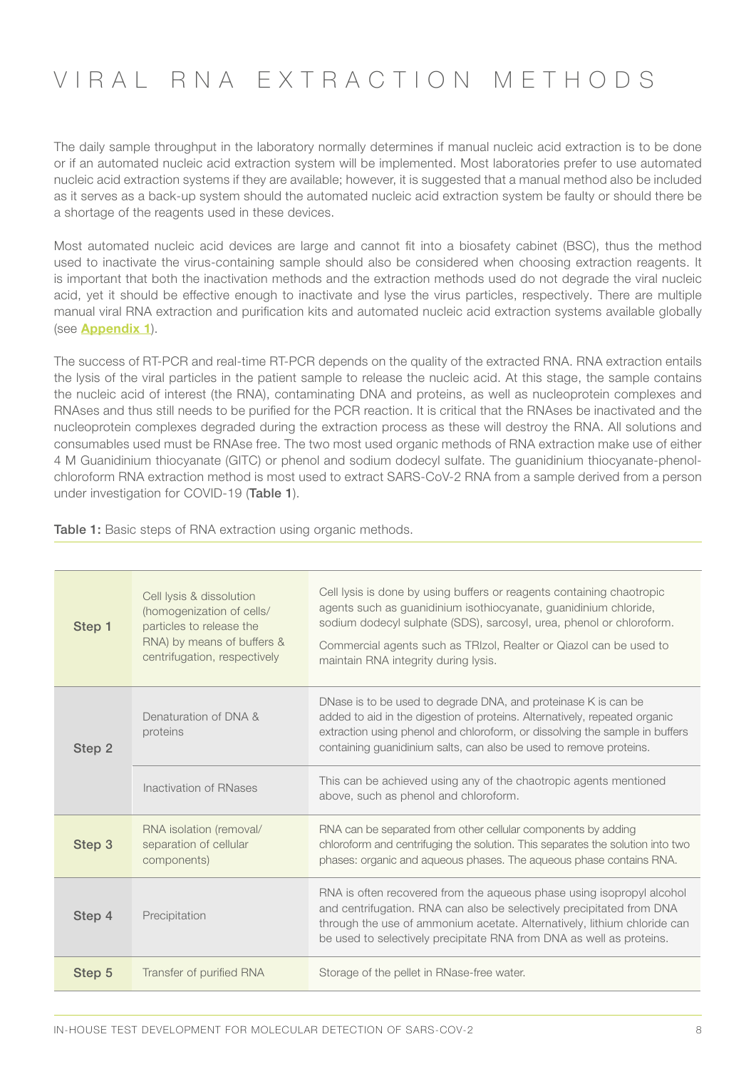# VIRAL RNA EXTRACTION METHODS

The daily sample throughput in the laboratory normally determines if manual nucleic acid extraction is to be done or if an automated nucleic acid extraction system will be implemented. Most laboratories prefer to use automated nucleic acid extraction systems if they are available; however, it is suggested that a manual method also be included as it serves as a back-up system should the automated nucleic acid extraction system be faulty or should there be a shortage of the reagents used in these devices.

Most automated nucleic acid devices are large and cannot fit into a biosafety cabinet (BSC), thus the method used to inactivate the virus-containing sample should also be considered when choosing extraction reagents. It is important that both the inactivation methods and the extraction methods used do not degrade the viral nucleic acid, yet it should be effective enough to inactivate and lyse the virus particles, respectively. There are multiple manual viral RNA extraction and purification kits and automated nucleic acid extraction systems available globally (see **Appendix 1**).

The success of RT-PCR and real-time RT-PCR depends on the quality of the extracted RNA. RNA extraction entails the lysis of the viral particles in the patient sample to release the nucleic acid. At this stage, the sample contains the nucleic acid of interest (the RNA), contaminating DNA and proteins, as well as nucleoprotein complexes and RNAses and thus still needs to be purified for the PCR reaction. It is critical that the RNAses be inactivated and the nucleoprotein complexes degraded during the extraction process as these will destroy the RNA. All solutions and consumables used must be RNAse free. The two most used organic methods of RNA extraction make use of either 4 M Guanidinium thiocyanate (GITC) or phenol and sodium dodecyl sulfate. The guanidinium thiocyanate-phenol-chloroform RNA extraction method is most used to extract SARS-CoV-2 RNA from a sample derived from a person under investigation for COVID-19 (**Table 1**).

**Table 1:** Basic steps of RNA extraction using organic methods.

| | | |
|---|---|---|
| **Step 1** | Cell lysis & dissolution (homogenization of cells/ particles to release the RNA) by means of buffers & centrifugation, respectively | Cell lysis is done by using buffers or reagents containing chaotropic agents such as guanidinium isothiocyanate, guanidinium chloride, sodium dodecyl sulphate (SDS), sarcosyl, urea, phenol or chloroform. Commercial agents such as TRIzol, Realter or Qiazol can be used to maintain RNA integrity during lysis. |
| **Step 2** | Denaturation of DNA & proteins | DNase is to be used to degrade DNA, and proteinase K is can be added to aid in the digestion of proteins. Alternatively, repeated organic extraction using phenol and chloroform, or dissolving the sample in buffers containing guanidinium salts, can also be used to remove proteins. |
| | Inactivation of RNases | This can be achieved using any of the chaotropic agents mentioned above, such as phenol and chloroform. |
| **Step 3** | RNA isolation (removal/ separation of cellular components) | RNA can be separated from other cellular components by adding chloroform and centrifuging the solution. This separates the solution into two phases: organic and aqueous phases. The aqueous phase contains RNA. |
| **Step 4** | Precipitation | RNA is often recovered from the aqueous phase using isopropyl alcohol and centrifugation. RNA can also be selectively precipitated from DNA through the use of ammonium acetate. Alternatively, lithium chloride can be used to selectively precipitate RNA from DNA as well as proteins. |
| **Step 5** | Transfer of purified RNA | Storage of the pellet in RNase-free water. |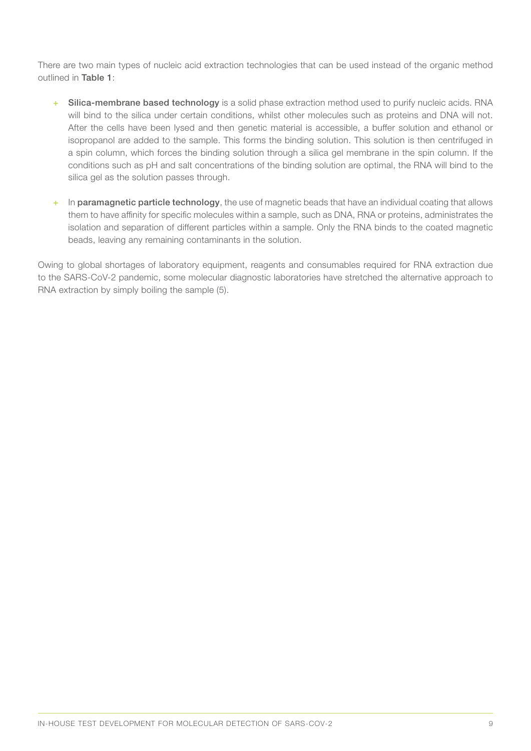There are two main types of nucleic acid extraction technologies that can be used instead of the organic method outlined in **Table 1**:

- **Silica-membrane based technology** is a solid phase extraction method used to purify nucleic acids. RNA will bind to the silica under certain conditions, whilst other molecules such as proteins and DNA will not. After the cells have been lysed and then genetic material is accessible, a buffer solution and ethanol or isopropanol are added to the sample. This forms the binding solution. This solution is then centrifuged in a spin column, which forces the binding solution through a silica gel membrane in the spin column. If the conditions such as pH and salt concentrations of the binding solution are optimal, the RNA will bind to the silica gel as the solution passes through.
- In **paramagnetic particle technology**, the use of magnetic beads that have an individual coating that allows them to have affinity for specific molecules within a sample, such as DNA, RNA or proteins, administrates the isolation and separation of different particles within a sample. Only the RNA binds to the coated magnetic beads, leaving any remaining contaminants in the solution.

Owing to global shortages of laboratory equipment, reagents and consumables required for RNA extraction due to the SARS-CoV-2 pandemic, some molecular diagnostic laboratories have stretched the alternative approach to RNA extraction by simply boiling the sample (5).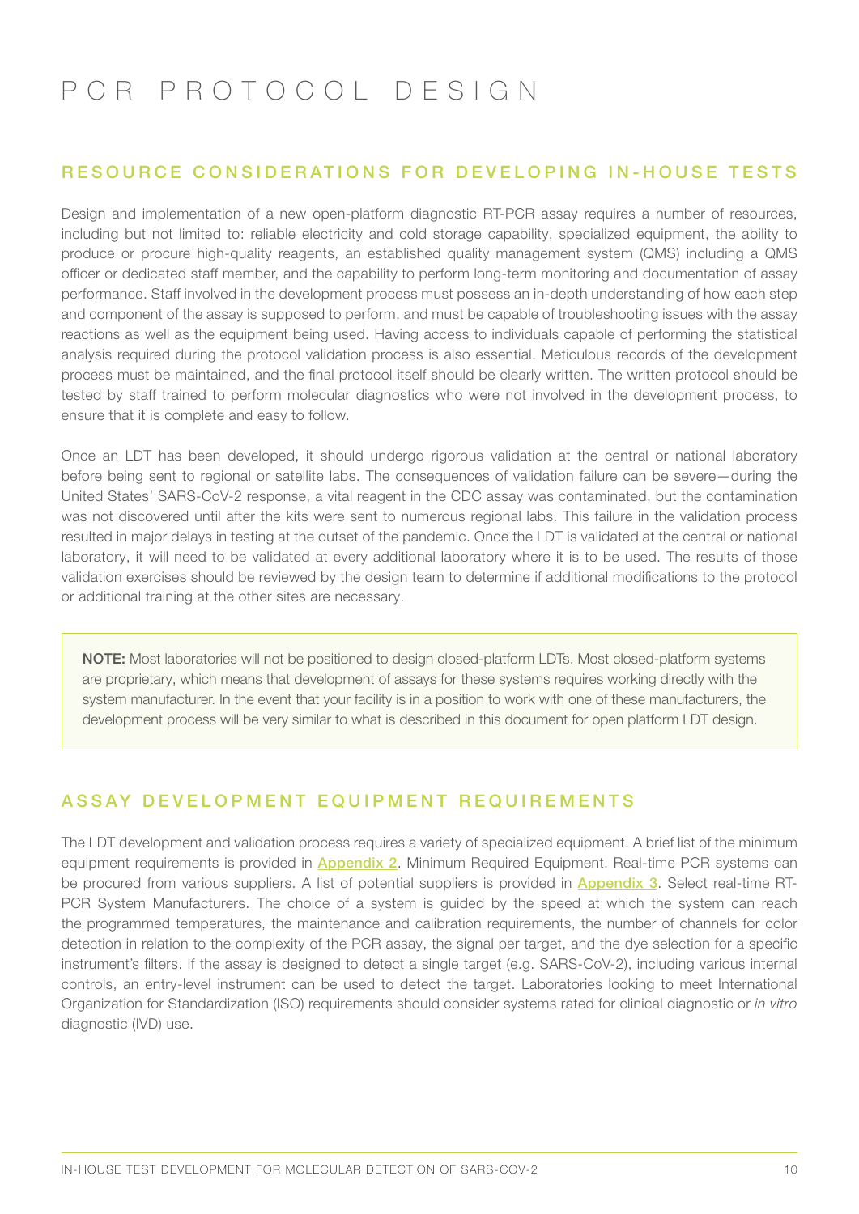# PCR PROTOCOL DESIGN

## RESOURCE CONSIDERATIONS FOR DEVELOPING IN-HOUSE TESTS

Design and implementation of a new open-platform diagnostic RT-PCR assay requires a number of resources, including but not limited to: reliable electricity and cold storage capability, specialized equipment, the ability to produce or procure high-quality reagents, an established quality management system (QMS) including a QMS officer or dedicated staff member, and the capability to perform long-term monitoring and documentation of assay performance. Staff involved in the development process must possess an in-depth understanding of how each step and component of the assay is supposed to perform, and must be capable of troubleshooting issues with the assay reactions as well as the equipment being used. Having access to individuals capable of performing the statistical analysis required during the protocol validation process is also essential. Meticulous records of the development process must be maintained, and the final protocol itself should be clearly written. The written protocol should be tested by staff trained to perform molecular diagnostics who were not involved in the development process, to ensure that it is complete and easy to follow.

Once an LDT has been developed, it should undergo rigorous validation at the central or national laboratory before being sent to regional or satellite labs. The consequences of validation failure can be severe—during the United States' SARS-CoV-2 response, a vital reagent in the CDC assay was contaminated, but the contamination was not discovered until after the kits were sent to numerous regional labs. This failure in the validation process resulted in major delays in testing at the outset of the pandemic. Once the LDT is validated at the central or national laboratory, it will need to be validated at every additional laboratory where it is to be used. The results of those validation exercises should be reviewed by the design team to determine if additional modifications to the protocol or additional training at the other sites are necessary.

> **NOTE:** Most laboratories will not be positioned to design closed-platform LDTs. Most closed-platform systems are proprietary, which means that development of assays for these systems requires working directly with the system manufacturer. In the event that your facility is in a position to work with one of these manufacturers, the development process will be very similar to what is described in this document for open platform LDT design.

## ASSAY DEVELOPMENT EQUIPMENT REQUIREMENTS

The LDT development and validation process requires a variety of specialized equipment. A brief list of the minimum equipment requirements is provided in **Appendix 2**. Minimum Required Equipment. Real-time PCR systems can be procured from various suppliers. A list of potential suppliers is provided in **Appendix 3**. Select real-time RT-PCR System Manufacturers. The choice of a system is guided by the speed at which the system can reach the programmed temperatures, the maintenance and calibration requirements, the number of channels for color detection in relation to the complexity of the PCR assay, the signal per target, and the dye selection for a specific instrument's filters. If the assay is designed to detect a single target (e.g. SARS-CoV-2), including various internal controls, an entry-level instrument can be used to detect the target. Laboratories looking to meet International Organization for Standardization (ISO) requirements should consider systems rated for clinical diagnostic or *in vitro* diagnostic (IVD) use.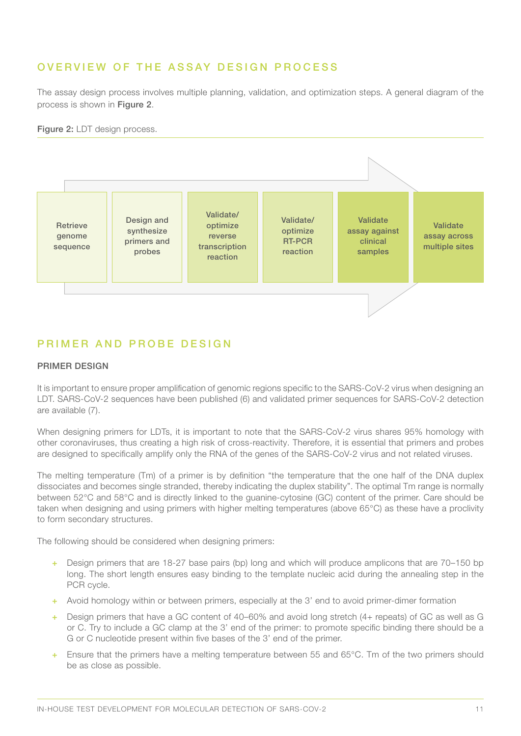## OVERVIEW OF THE ASSAY DESIGN PROCESS

The assay design process involves multiple planning, validation, and optimization steps. A general diagram of the process is shown in **Figure 2**.

**Figure 2:** LDT design process.

Retrieve genome sequence → Design and synthesize primers and probes → Validate/ optimize reverse transcription reaction → Validate/ optimize RT-PCR reaction → Validate assay against clinical samples → Validate assay across multiple sites

## PRIMER AND PROBE DESIGN

### PRIMER DESIGN

It is important to ensure proper amplification of genomic regions specific to the SARS-CoV-2 virus when designing an LDT. SARS-CoV-2 sequences have been published (6) and validated primer sequences for SARS-CoV-2 detection are available (7).

When designing primers for LDTs, it is important to note that the SARS-CoV-2 virus shares 95% homology with other coronaviruses, thus creating a high risk of cross-reactivity. Therefore, it is essential that primers and probes are designed to specifically amplify only the RNA of the genes of the SARS-CoV-2 virus and not related viruses.

The melting temperature (Tm) of a primer is by definition "the temperature that the one half of the DNA duplex dissociates and becomes single stranded, thereby indicating the duplex stability". The optimal Tm range is normally between 52°C and 58°C and is directly linked to the guanine-cytosine (GC) content of the primer. Care should be taken when designing and using primers with higher melting temperatures (above 65°C) as these have a proclivity to form secondary structures.

The following should be considered when designing primers:

+ Design primers that are 18-27 base pairs (bp) long and which will produce amplicons that are 70–150 bp long. The short length ensures easy binding to the template nucleic acid during the annealing step in the PCR cycle.
+ Avoid homology within or between primers, especially at the 3' end to avoid primer-dimer formation
+ Design primers that have a GC content of 40–60% and avoid long stretch (4+ repeats) of GC as well as G or C. Try to include a GC clamp at the 3' end of the primer: to promote specific binding there should be a G or C nucleotide present within five bases of the 3' end of the primer.
+ Ensure that the primers have a melting temperature between 55 and 65°C. Tm of the two primers should be as close as possible.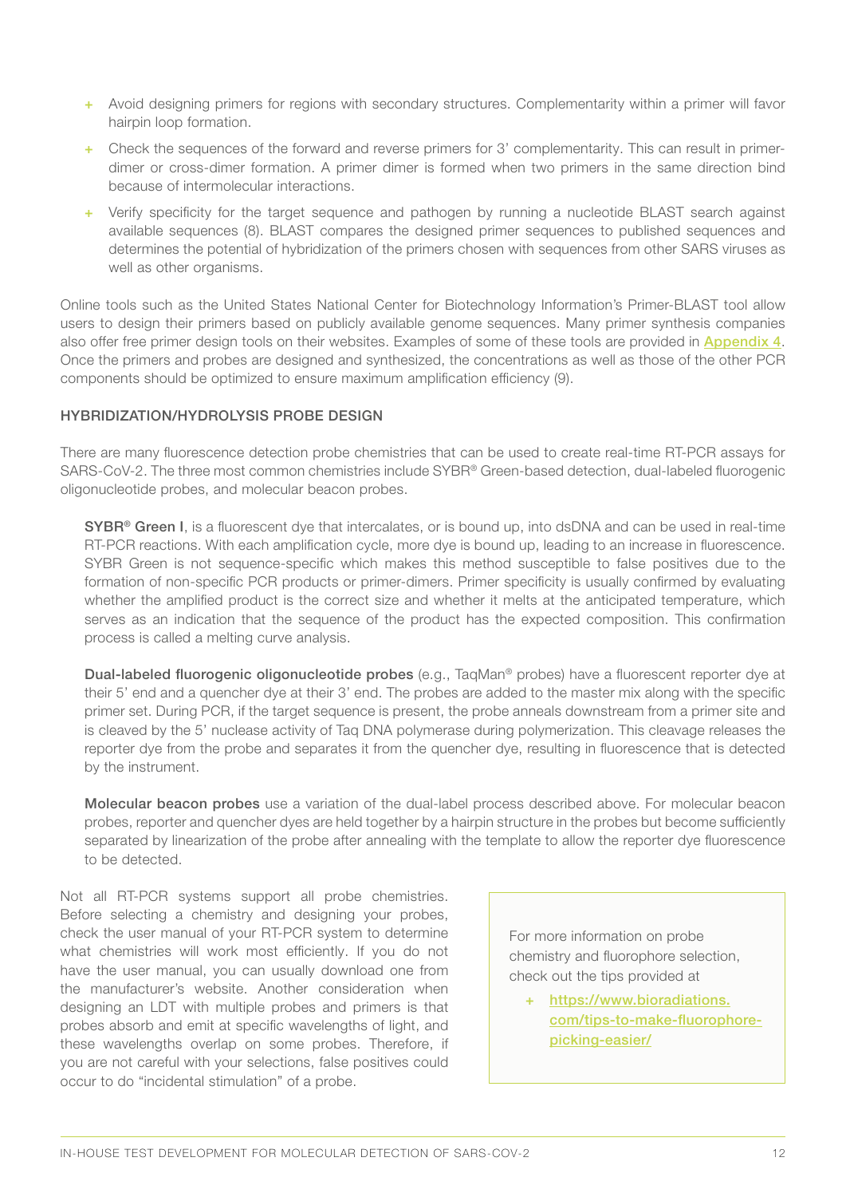- Avoid designing primers for regions with secondary structures. Complementarity within a primer will favor hairpin loop formation.
- Check the sequences of the forward and reverse primers for 3' complementarity. This can result in primer-dimer or cross-dimer formation. A primer dimer is formed when two primers in the same direction bind because of intermolecular interactions.
- Verify specificity for the target sequence and pathogen by running a nucleotide BLAST search against available sequences (8). BLAST compares the designed primer sequences to published sequences and determines the potential of hybridization of the primers chosen with sequences from other SARS viruses as well as other organisms.

Online tools such as the United States National Center for Biotechnology Information's Primer-BLAST tool allow users to design their primers based on publicly available genome sequences. Many primer synthesis companies also offer free primer design tools on their websites. Examples of some of these tools are provided in Appendix 4. Once the primers and probes are designed and synthesized, the concentrations as well as those of the other PCR components should be optimized to ensure maximum amplification efficiency (9).

### HYBRIDIZATION/HYDROLYSIS PROBE DESIGN

There are many fluorescence detection probe chemistries that can be used to create real-time RT-PCR assays for SARS-CoV-2. The three most common chemistries include SYBR® Green-based detection, dual-labeled fluorogenic oligonucleotide probes, and molecular beacon probes.

**SYBR® Green I**, is a fluorescent dye that intercalates, or is bound up, into dsDNA and can be used in real-time RT-PCR reactions. With each amplification cycle, more dye is bound up, leading to an increase in fluorescence. SYBR Green is not sequence-specific which makes this method susceptible to false positives due to the formation of non-specific PCR products or primer-dimers. Primer specificity is usually confirmed by evaluating whether the amplified product is the correct size and whether it melts at the anticipated temperature, which serves as an indication that the sequence of the product has the expected composition. This confirmation process is called a melting curve analysis.

**Dual-labeled fluorogenic oligonucleotide probes** (e.g., TaqMan® probes) have a fluorescent reporter dye at their 5' end and a quencher dye at their 3' end. The probes are added to the master mix along with the specific primer set. During PCR, if the target sequence is present, the probe anneals downstream from a primer site and is cleaved by the 5' nuclease activity of Taq DNA polymerase during polymerization. This cleavage releases the reporter dye from the probe and separates it from the quencher dye, resulting in fluorescence that is detected by the instrument.

**Molecular beacon probes** use a variation of the dual-label process described above. For molecular beacon probes, reporter and quencher dyes are held together by a hairpin structure in the probes but become sufficiently separated by linearization of the probe after annealing with the template to allow the reporter dye fluorescence to be detected.

Not all RT-PCR systems support all probe chemistries. Before selecting a chemistry and designing your probes, check the user manual of your RT-PCR system to determine what chemistries will work most efficiently. If you do not have the user manual, you can usually download one from the manufacturer's website. Another consideration when designing an LDT with multiple probes and primers is that probes absorb and emit at specific wavelengths of light, and these wavelengths overlap on some probes. Therefore, if you are not careful with your selections, false positives could occur to do "incidental stimulation" of a probe.

> For more information on probe chemistry and fluorophore selection, check out the tips provided at
>
> - https://www.bioradiations.com/tips-to-make-fluorophore-picking-easier/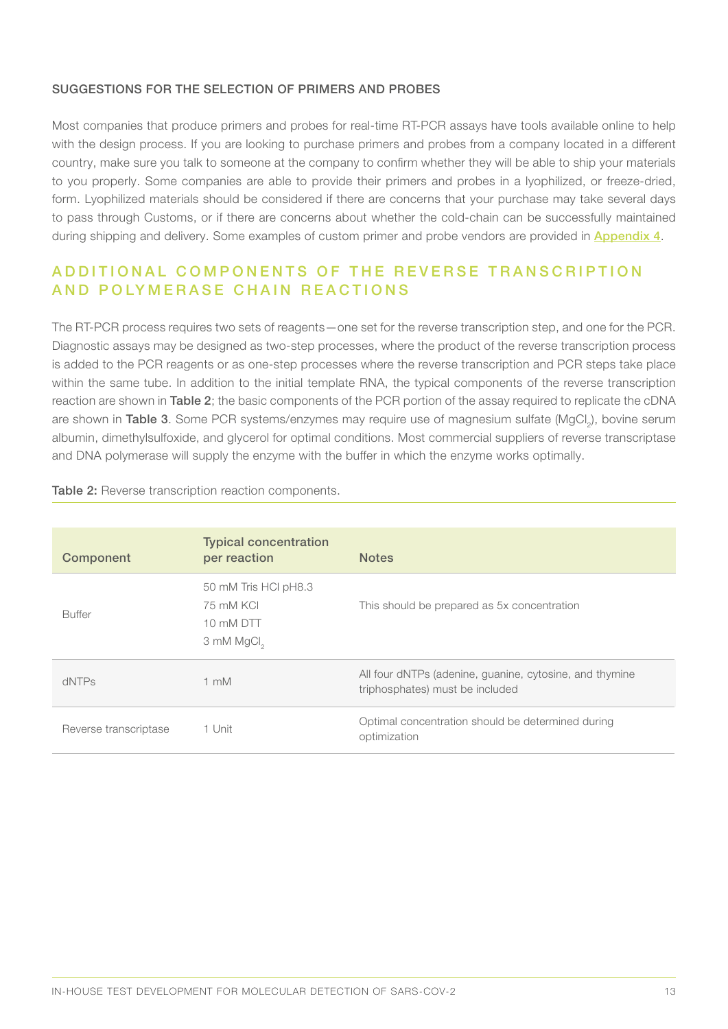#### SUGGESTIONS FOR THE SELECTION OF PRIMERS AND PROBES

Most companies that produce primers and probes for real-time RT-PCR assays have tools available online to help with the design process. If you are looking to purchase primers and probes from a company located in a different country, make sure you talk to someone at the company to confirm whether they will be able to ship your materials to you properly. Some companies are able to provide their primers and probes in a lyophilized, or freeze-dried, form. Lyophilized materials should be considered if there are concerns that your purchase may take several days to pass through Customs, or if there are concerns about whether the cold-chain can be successfully maintained during shipping and delivery. Some examples of custom primer and probe vendors are provided in **Appendix 4**.

## ADDITIONAL COMPONENTS OF THE REVERSE TRANSCRIPTION AND POLYMERASE CHAIN REACTIONS

The RT-PCR process requires two sets of reagents—one set for the reverse transcription step, and one for the PCR. Diagnostic assays may be designed as two-step processes, where the product of the reverse transcription process is added to the PCR reagents or as one-step processes where the reverse transcription and PCR steps take place within the same tube. In addition to the initial template RNA, the typical components of the reverse transcription reaction are shown in **Table 2**; the basic components of the PCR portion of the assay required to replicate the cDNA are shown in **Table 3**. Some PCR systems/enzymes may require use of magnesium sulfate ($MgCl_2$), bovine serum albumin, dimethylsulfoxide, and glycerol for optimal conditions. Most commercial suppliers of reverse transcriptase and DNA polymerase will supply the enzyme with the buffer in which the enzyme works optimally.

**Table 2:** Reverse transcription reaction components.

| Component | Typical concentration per reaction | Notes |
|---|---|---|
| Buffer | 50 mM Tris HCl pH8.3<br>75 mM KCl<br>10 mM DTT<br>3 mM $MgCl_2$ | This should be prepared as 5x concentration |
| dNTPs | 1 mM | All four dNTPs (adenine, guanine, cytosine, and thymine triphosphates) must be included |
| Reverse transcriptase | 1 Unit | Optimal concentration should be determined during optimization |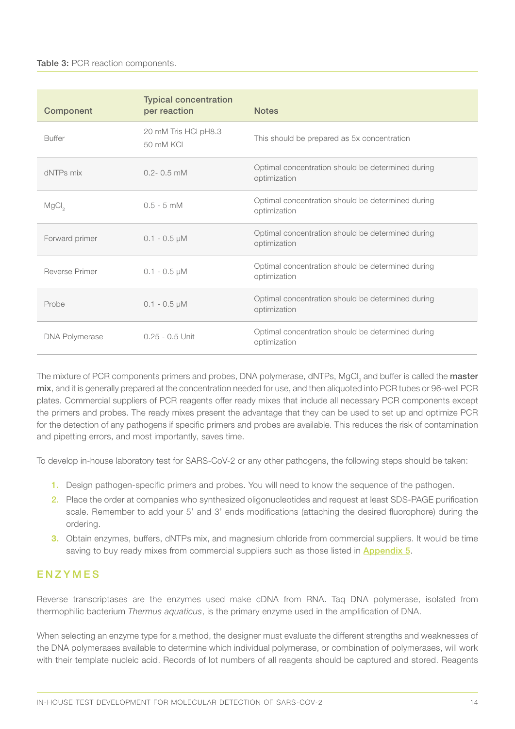**Table 3:** PCR reaction components.

| Component | Typical concentration per reaction | Notes |
|---|---|---|
| Buffer | 20 mM Tris HCl pH8.3<br>50 mM KCl | This should be prepared as 5x concentration |
| dNTPs mix | 0.2- 0.5 mM | Optimal concentration should be determined during optimization |
| $MgCl_2$ | 0.5 - 5 mM | Optimal concentration should be determined during optimization |
| Forward primer | 0.1 - 0.5 µM | Optimal concentration should be determined during optimization |
| Reverse Primer | 0.1 - 0.5 µM | Optimal concentration should be determined during optimization |
| Probe | 0.1 - 0.5 µM | Optimal concentration should be determined during optimization |
| DNA Polymerase | 0.25 - 0.5 Unit | Optimal concentration should be determined during optimization |

The mixture of PCR components primers and probes, DNA polymerase, dNTPs, $MgCl_2$ and buffer is called the **master mix**, and it is generally prepared at the concentration needed for use, and then aliquoted into PCR tubes or 96-well PCR plates. Commercial suppliers of PCR reagents offer ready mixes that include all necessary PCR components except the primers and probes. The ready mixes present the advantage that they can be used to set up and optimize PCR for the detection of any pathogens if specific primers and probes are available. This reduces the risk of contamination and pipetting errors, and most importantly, saves time.

To develop in-house laboratory test for SARS-CoV-2 or any other pathogens, the following steps should be taken:

1. Design pathogen-specific primers and probes. You will need to know the sequence of the pathogen.
2. Place the order at companies who synthesized oligonucleotides and request at least SDS-PAGE purification scale. Remember to add your 5' and 3' ends modifications (attaching the desired fluorophore) during the ordering.
3. Obtain enzymes, buffers, dNTPs mix, and magnesium chloride from commercial suppliers. It would be time saving to buy ready mixes from commercial suppliers such as those listed in Appendix 5.

## ENZYMES

Reverse transcriptases are the enzymes used make cDNA from RNA. Taq DNA polymerase, isolated from thermophilic bacterium *Thermus aquaticus*, is the primary enzyme used in the amplification of DNA.

When selecting an enzyme type for a method, the designer must evaluate the different strengths and weaknesses of the DNA polymerases available to determine which individual polymerase, or combination of polymerases, will work with their template nucleic acid. Records of lot numbers of all reagents should be captured and stored. Reagents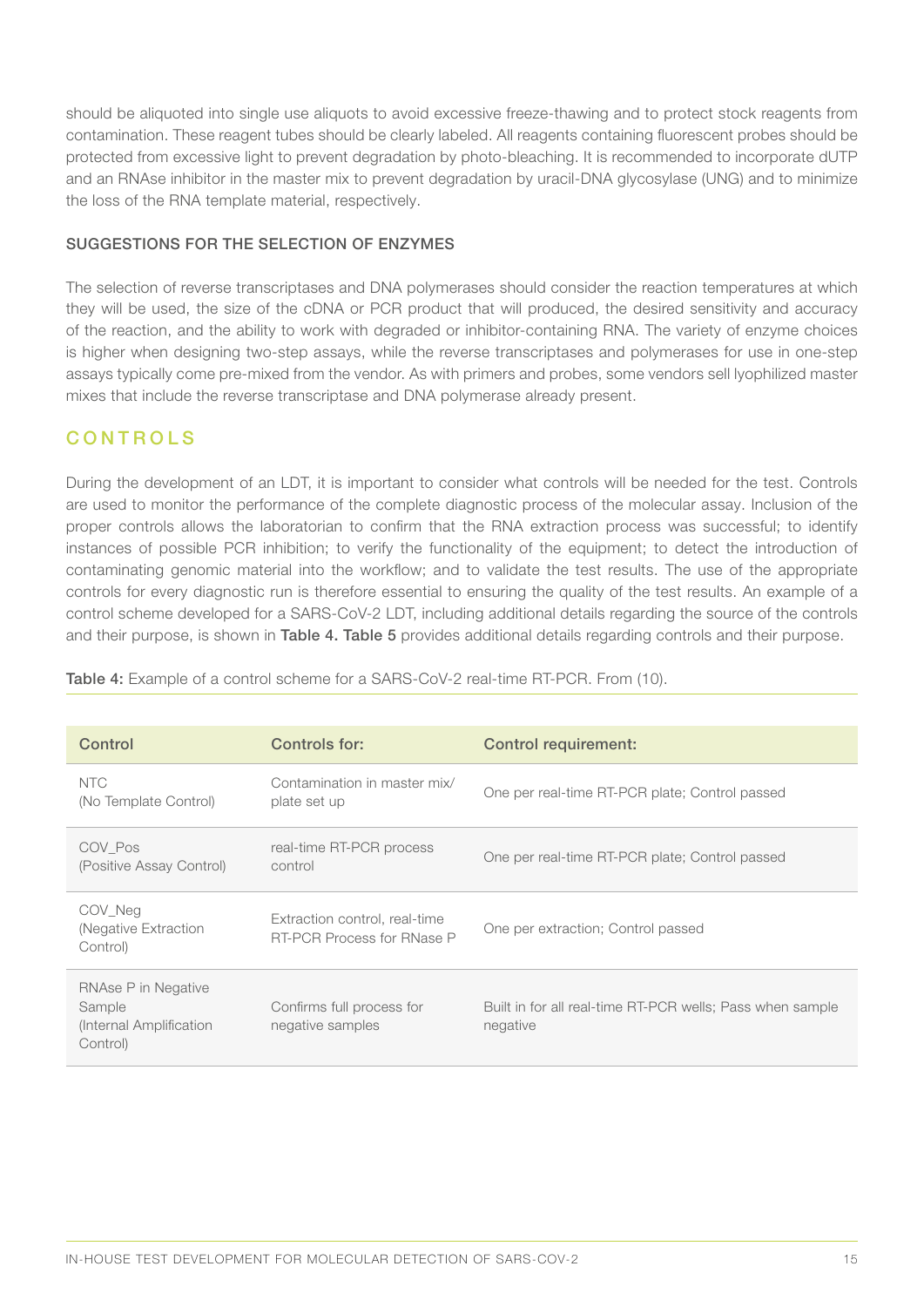should be aliquoted into single use aliquots to avoid excessive freeze-thawing and to protect stock reagents from contamination. These reagent tubes should be clearly labeled. All reagents containing fluorescent probes should be protected from excessive light to prevent degradation by photo-bleaching. It is recommended to incorporate dUTP and an RNAse inhibitor in the master mix to prevent degradation by uracil-DNA glycosylase (UNG) and to minimize the loss of the RNA template material, respectively.

### SUGGESTIONS FOR THE SELECTION OF ENZYMES

The selection of reverse transcriptases and DNA polymerases should consider the reaction temperatures at which they will be used, the size of the cDNA or PCR product that will produced, the desired sensitivity and accuracy of the reaction, and the ability to work with degraded or inhibitor-containing RNA. The variety of enzyme choices is higher when designing two-step assays, while the reverse transcriptases and polymerases for use in one-step assays typically come pre-mixed from the vendor. As with primers and probes, some vendors sell lyophilized master mixes that include the reverse transcriptase and DNA polymerase already present.

## CONTROLS

During the development of an LDT, it is important to consider what controls will be needed for the test. Controls are used to monitor the performance of the complete diagnostic process of the molecular assay. Inclusion of the proper controls allows the laboratorian to confirm that the RNA extraction process was successful; to identify instances of possible PCR inhibition; to verify the functionality of the equipment; to detect the introduction of contaminating genomic material into the workflow; and to validate the test results. The use of the appropriate controls for every diagnostic run is therefore essential to ensuring the quality of the test results. An example of a control scheme developed for a SARS-CoV-2 LDT, including additional details regarding the source of the controls and their purpose, is shown in **Table 4. Table 5** provides additional details regarding controls and their purpose.

**Table 4:** Example of a control scheme for a SARS-CoV-2 real-time RT-PCR. From (10).

| Control | Controls for: | Control requirement: |
|---|---|---|
| NTC (No Template Control) | Contamination in master mix/ plate set up | One per real-time RT-PCR plate; Control passed |
| COV_Pos (Positive Assay Control) | real-time RT-PCR process control | One per real-time RT-PCR plate; Control passed |
| COV_Neg (Negative Extraction Control) | Extraction control, real-time RT-PCR Process for RNase P | One per extraction; Control passed |
| RNAse P in Negative Sample (Internal Amplification Control) | Confirms full process for negative samples | Built in for all real-time RT-PCR wells; Pass when sample negative |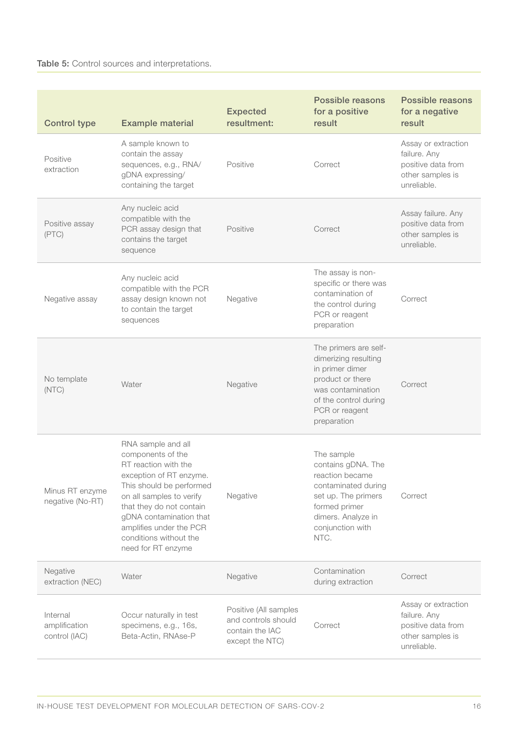**Table 5:** Control sources and interpretations.

| Control type | Example material | Expected resultment: | Possible reasons for a positive result | Possible reasons for a negative result |
|---|---|---|---|---|
| Positive extraction | A sample known to contain the assay sequences, e.g., RNA/ gDNA expressing/ containing the target | Positive | Correct | Assay or extraction failure. Any positive data from other samples is unreliable. |
| Positive assay (PTC) | Any nucleic acid compatible with the PCR assay design that contains the target sequence | Positive | Correct | Assay failure. Any positive data from other samples is unreliable. |
| Negative assay | Any nucleic acid compatible with the PCR assay design known not to contain the target sequences | Negative | The assay is non-specific or there was contamination of the control during PCR or reagent preparation | Correct |
| No template (NTC) | Water | Negative | The primers are self-dimerizing resulting in primer dimer product or there was contamination of the control during PCR or reagent preparation | Correct |
| Minus RT enzyme negative (No-RT) | RNA sample and all components of the RT reaction with the exception of RT enzyme. This should be performed on all samples to verify that they do not contain gDNA contamination that amplifies under the PCR conditions without the need for RT enzyme | Negative | The sample contains gDNA. The reaction became contaminated during set up. The primers formed primer dimers. Analyze in conjunction with NTC. | Correct |
| Negative extraction (NEC) | Water | Negative | Contamination during extraction | Correct |
| Internal amplification control (IAC) | Occur naturally in test specimens, e.g., 16s, Beta-Actin, RNAse-P | Positive (All samples and controls should contain the IAC except the NTC) | Correct | Assay or extraction failure. Any positive data from other samples is unreliable. |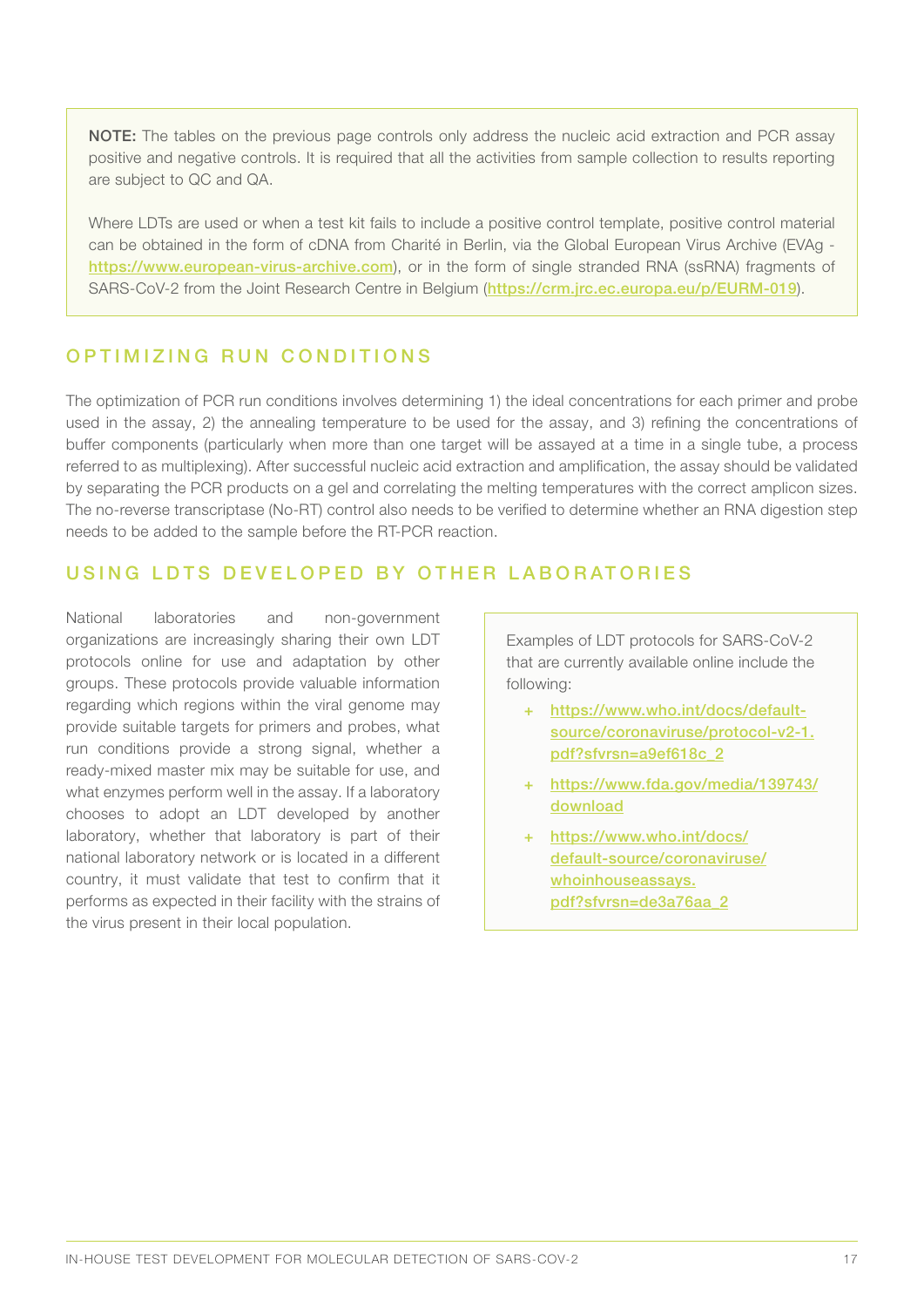**NOTE:** The tables on the previous page controls only address the nucleic acid extraction and PCR assay positive and negative controls. It is required that all the activities from sample collection to results reporting are subject to QC and QA.

Where LDTs are used or when a test kit fails to include a positive control template, positive control material can be obtained in the form of cDNA from Charité in Berlin, via the Global European Virus Archive (EVAg - https://www.european-virus-archive.com), or in the form of single stranded RNA (ssRNA) fragments of SARS-CoV-2 from the Joint Research Centre in Belgium (https://crm.jrc.ec.europa.eu/p/EURM-019).

## OPTIMIZING RUN CONDITIONS

The optimization of PCR run conditions involves determining 1) the ideal concentrations for each primer and probe used in the assay, 2) the annealing temperature to be used for the assay, and 3) refining the concentrations of buffer components (particularly when more than one target will be assayed at a time in a single tube, a process referred to as multiplexing). After successful nucleic acid extraction and amplification, the assay should be validated by separating the PCR products on a gel and correlating the melting temperatures with the correct amplicon sizes. The no-reverse transcriptase (No-RT) control also needs to be verified to determine whether an RNA digestion step needs to be added to the sample before the RT-PCR reaction.

## USING LDTS DEVELOPED BY OTHER LABORATORIES

National laboratories and non-government organizations are increasingly sharing their own LDT protocols online for use and adaptation by other groups. These protocols provide valuable information regarding which regions within the viral genome may provide suitable targets for primers and probes, what run conditions provide a strong signal, whether a ready-mixed master mix may be suitable for use, and what enzymes perform well in the assay. If a laboratory chooses to adopt an LDT developed by another laboratory, whether that laboratory is part of their national laboratory network or is located in a different country, it must validate that test to confirm that it performs as expected in their facility with the strains of the virus present in their local population.

Examples of LDT protocols for SARS-CoV-2 that are currently available online include the following:

+ https://www.who.int/docs/default-source/coronaviruse/protocol-v2-1.pdf?sfvrsn=a9ef618c_2
+ https://www.fda.gov/media/139743/download
+ https://www.who.int/docs/default-source/coronaviruse/whoinhouseassays.pdf?sfvrsn=de3a76aa_2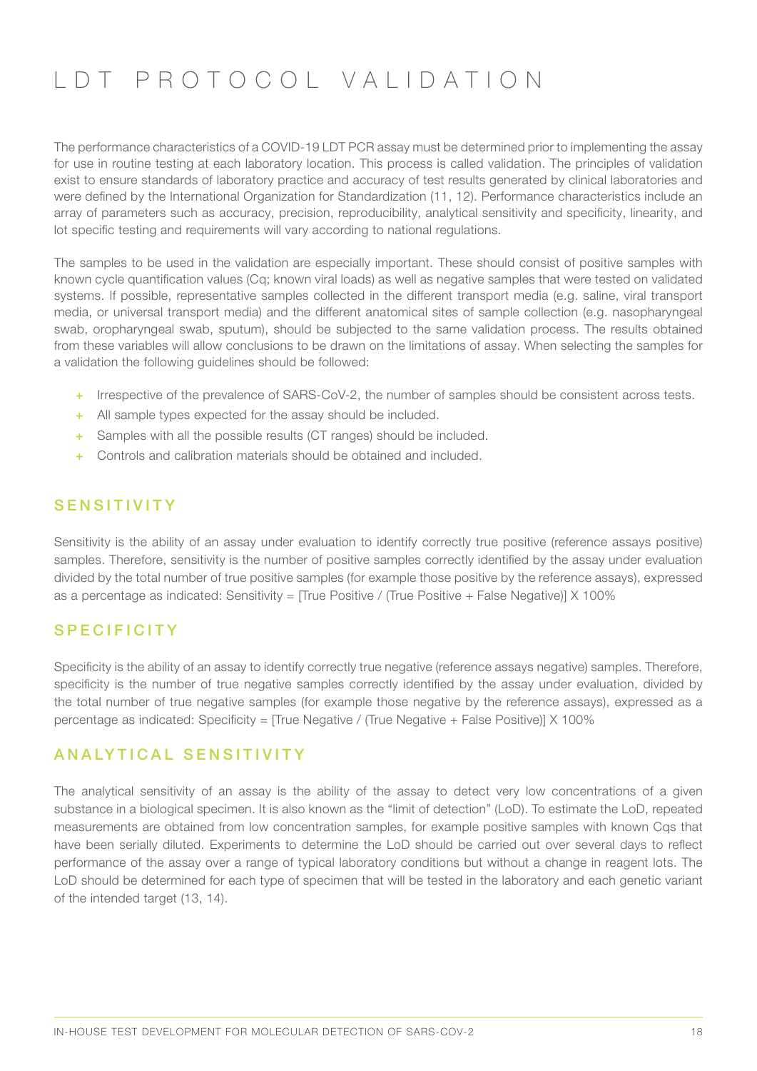# LDT PROTOCOL VALIDATION

The performance characteristics of a COVID-19 LDT PCR assay must be determined prior to implementing the assay for use in routine testing at each laboratory location. This process is called validation. The principles of validation exist to ensure standards of laboratory practice and accuracy of test results generated by clinical laboratories and were defined by the International Organization for Standardization (11, 12). Performance characteristics include an array of parameters such as accuracy, precision, reproducibility, analytical sensitivity and specificity, linearity, and lot specific testing and requirements will vary according to national regulations.

The samples to be used in the validation are especially important. These should consist of positive samples with known cycle quantification values (Cq; known viral loads) as well as negative samples that were tested on validated systems. If possible, representative samples collected in the different transport media (e.g. saline, viral transport media, or universal transport media) and the different anatomical sites of sample collection (e.g. nasopharyngeal swab, oropharyngeal swab, sputum), should be subjected to the same validation process. The results obtained from these variables will allow conclusions to be drawn on the limitations of assay. When selecting the samples for a validation the following guidelines should be followed:

- Irrespective of the prevalence of SARS-CoV-2, the number of samples should be consistent across tests.
- All sample types expected for the assay should be included.
- Samples with all the possible results (CT ranges) should be included.
- Controls and calibration materials should be obtained and included.

## SENSITIVITY

Sensitivity is the ability of an assay under evaluation to identify correctly true positive (reference assays positive) samples. Therefore, sensitivity is the number of positive samples correctly identified by the assay under evaluation divided by the total number of true positive samples (for example those positive by the reference assays), expressed as a percentage as indicated: Sensitivity = [True Positive / (True Positive + False Negative)] X 100%

## SPECIFICITY

Specificity is the ability of an assay to identify correctly true negative (reference assays negative) samples. Therefore, specificity is the number of true negative samples correctly identified by the assay under evaluation, divided by the total number of true negative samples (for example those negative by the reference assays), expressed as a percentage as indicated: Specificity = [True Negative / (True Negative + False Positive)] X 100%

## ANALYTICAL SENSITIVITY

The analytical sensitivity of an assay is the ability of the assay to detect very low concentrations of a given substance in a biological specimen. It is also known as the "limit of detection" (LoD). To estimate the LoD, repeated measurements are obtained from low concentration samples, for example positive samples with known Cqs that have been serially diluted. Experiments to determine the LoD should be carried out over several days to reflect performance of the assay over a range of typical laboratory conditions but without a change in reagent lots. The LoD should be determined for each type of specimen that will be tested in the laboratory and each genetic variant of the intended target (13, 14).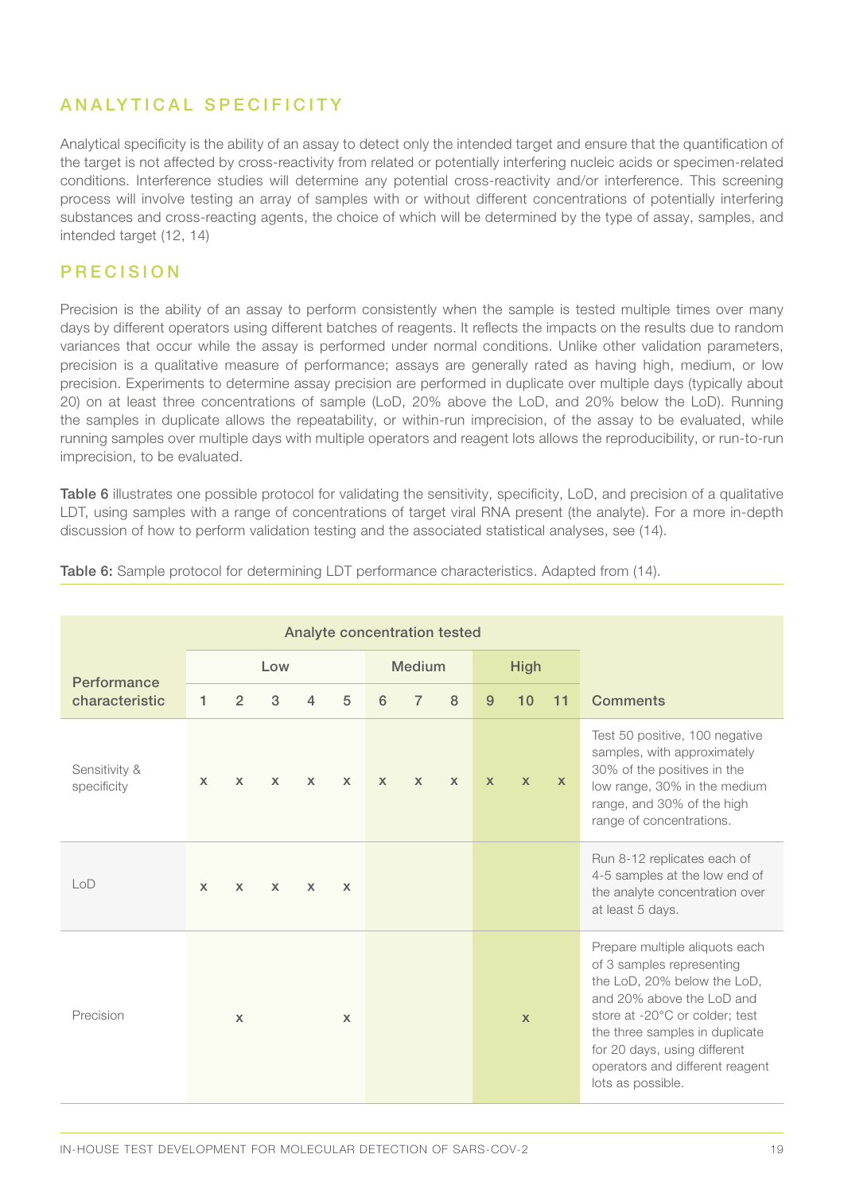## ANALYTICAL SPECIFICITY

Analytical specificity is the ability of an assay to detect only the intended target and ensure that the quantification of the target is not affected by cross-reactivity from related or potentially interfering nucleic acids or specimen-related conditions. Interference studies will determine any potential cross-reactivity and/or interference. This screening process will involve testing an array of samples with or without different concentrations of potentially interfering substances and cross-reacting agents, the choice of which will be determined by the type of assay, samples, and intended target (12, 14)

## PRECISION

Precision is the ability of an assay to perform consistently when the sample is tested multiple times over many days by different operators using different batches of reagents. It reflects the impacts on the results due to random variances that occur while the assay is performed under normal conditions. Unlike other validation parameters, precision is a qualitative measure of performance; assays are generally rated as having high, medium, or low precision. Experiments to determine assay precision are performed in duplicate over multiple days (typically about 20) on at least three concentrations of sample (LoD, 20% above the LoD, and 20% below the LoD). Running the samples in duplicate allows the repeatability, or within-run imprecision, of the assay to be evaluated, while running samples over multiple days with multiple operators and reagent lots allows the reproducibility, or run-to-run imprecision, to be evaluated.

**Table 6** illustrates one possible protocol for validating the sensitivity, specificity, LoD, and precision of a qualitative LDT, using samples with a range of concentrations of target viral RNA present (the analyte). For a more in-depth discussion of how to perform validation testing and the associated statistical analyses, see (14).

**Table 6:** Sample protocol for determining LDT performance characteristics. Adapted from (14).

| Performance characteristic | Analyte concentration tested | | | | | | | | | | | Comments |
|---|---|---|---|---|---|---|---|---|---|---|---|---|
| | Low | | | | | Medium | | | High | | | |
| | 1 | 2 | 3 | 4 | 5 | 6 | 7 | 8 | 9 | 10 | 11 | |
| Sensitivity & specificity | x | x | x | x | x | x | x | x | x | x | x | Test 50 positive, 100 negative samples, with approximately 30% of the positives in the low range, 30% in the medium range, and 30% of the high range of concentrations. |
| LoD | x | x | x | x | x | | | | | | | Run 8-12 replicates each of 4-5 samples at the low end of the analyte concentration over at least 5 days. |
| Precision | | x | | | x | | | | | x | | Prepare multiple aliquots each of 3 samples representing the LoD, 20% below the LoD, and 20% above the LoD and store at -20°C or colder; test the three samples in duplicate for 20 days, using different operators and different reagent lots as possible. |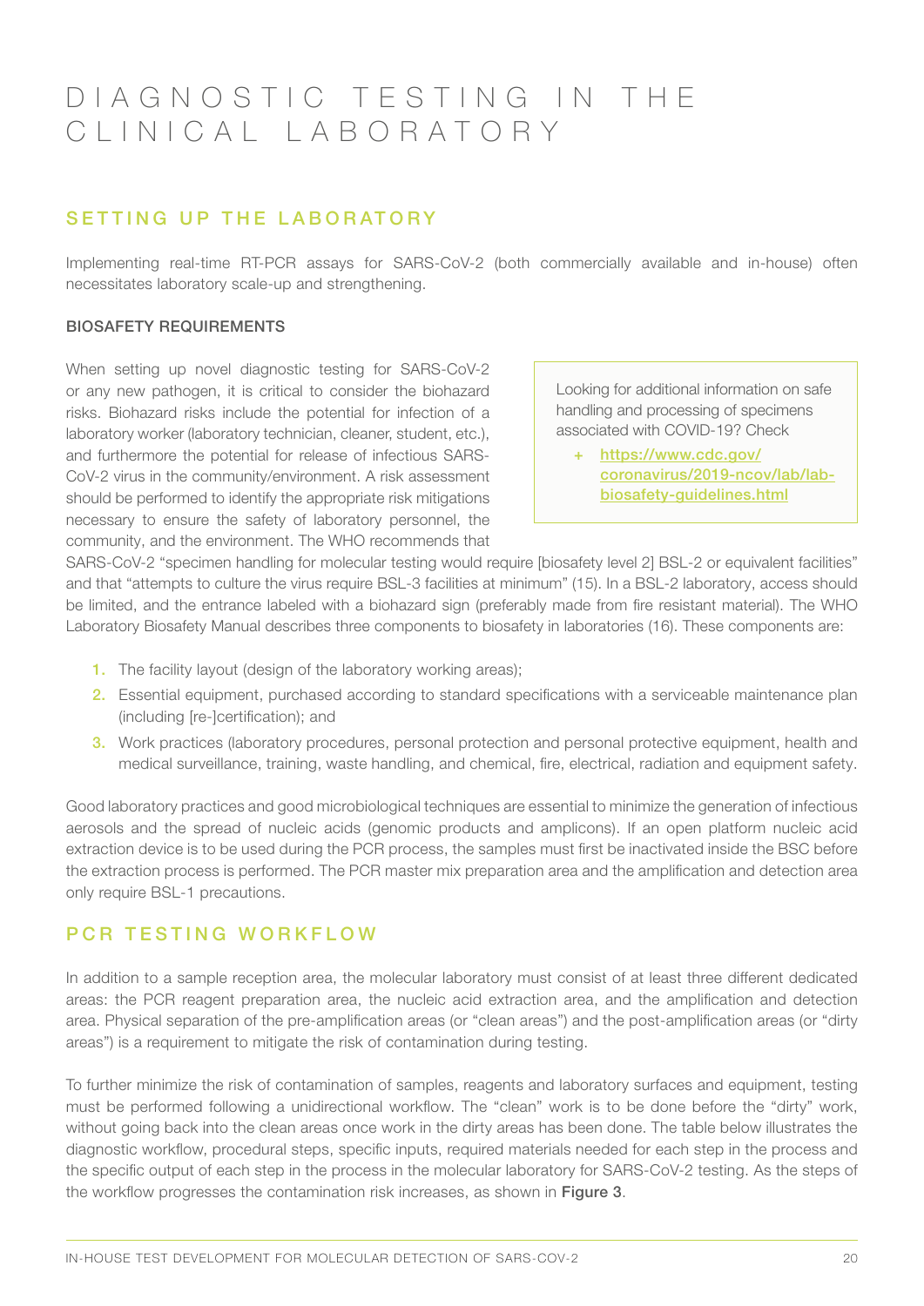# DIAGNOSTIC TESTING IN THE CLINICAL LABORATORY

## SETTING UP THE LABORATORY

Implementing real-time RT-PCR assays for SARS-CoV-2 (both commercially available and in-house) often necessitates laboratory scale-up and strengthening.

### BIOSAFETY REQUIREMENTS

When setting up novel diagnostic testing for SARS-CoV-2 or any new pathogen, it is critical to consider the biohazard risks. Biohazard risks include the potential for infection of a laboratory worker (laboratory technician, cleaner, student, etc.), and furthermore the potential for release of infectious SARS-CoV-2 virus in the community/environment. A risk assessment should be performed to identify the appropriate risk mitigations necessary to ensure the safety of laboratory personnel, the community, and the environment. The WHO recommends that SARS-CoV-2 "specimen handling for molecular testing would require [biosafety level 2] BSL-2 or equivalent facilities" and that "attempts to culture the virus require BSL-3 facilities at minimum" (15). In a BSL-2 laboratory, access should be limited, and the entrance labeled with a biohazard sign (preferably made from fire resistant material). The WHO Laboratory Biosafety Manual describes three components to biosafety in laboratories (16). These components are:

> Looking for additional information on safe handling and processing of specimens associated with COVID-19? Check
>
> + https://www.cdc.gov/coronavirus/2019-ncov/lab/lab-biosafety-guidelines.html

1. The facility layout (design of the laboratory working areas);
2. Essential equipment, purchased according to standard specifications with a serviceable maintenance plan (including [re-]certification); and
3. Work practices (laboratory procedures, personal protection and personal protective equipment, health and medical surveillance, training, waste handling, and chemical, fire, electrical, radiation and equipment safety.

Good laboratory practices and good microbiological techniques are essential to minimize the generation of infectious aerosols and the spread of nucleic acids (genomic products and amplicons). If an open platform nucleic acid extraction device is to be used during the PCR process, the samples must first be inactivated inside the BSC before the extraction process is performed. The PCR master mix preparation area and the amplification and detection area only require BSL-1 precautions.

## PCR TESTING WORKFLOW

In addition to a sample reception area, the molecular laboratory must consist of at least three different dedicated areas: the PCR reagent preparation area, the nucleic acid extraction area, and the amplification and detection area. Physical separation of the pre-amplification areas (or "clean areas") and the post-amplification areas (or "dirty areas") is a requirement to mitigate the risk of contamination during testing.

To further minimize the risk of contamination of samples, reagents and laboratory surfaces and equipment, testing must be performed following a unidirectional workflow. The "clean" work is to be done before the "dirty" work, without going back into the clean areas once work in the dirty areas has been done. The table below illustrates the diagnostic workflow, procedural steps, specific inputs, required materials needed for each step in the process and the specific output of each step in the process in the molecular laboratory for SARS-CoV-2 testing. As the steps of the workflow progresses the contamination risk increases, as shown in **Figure 3**.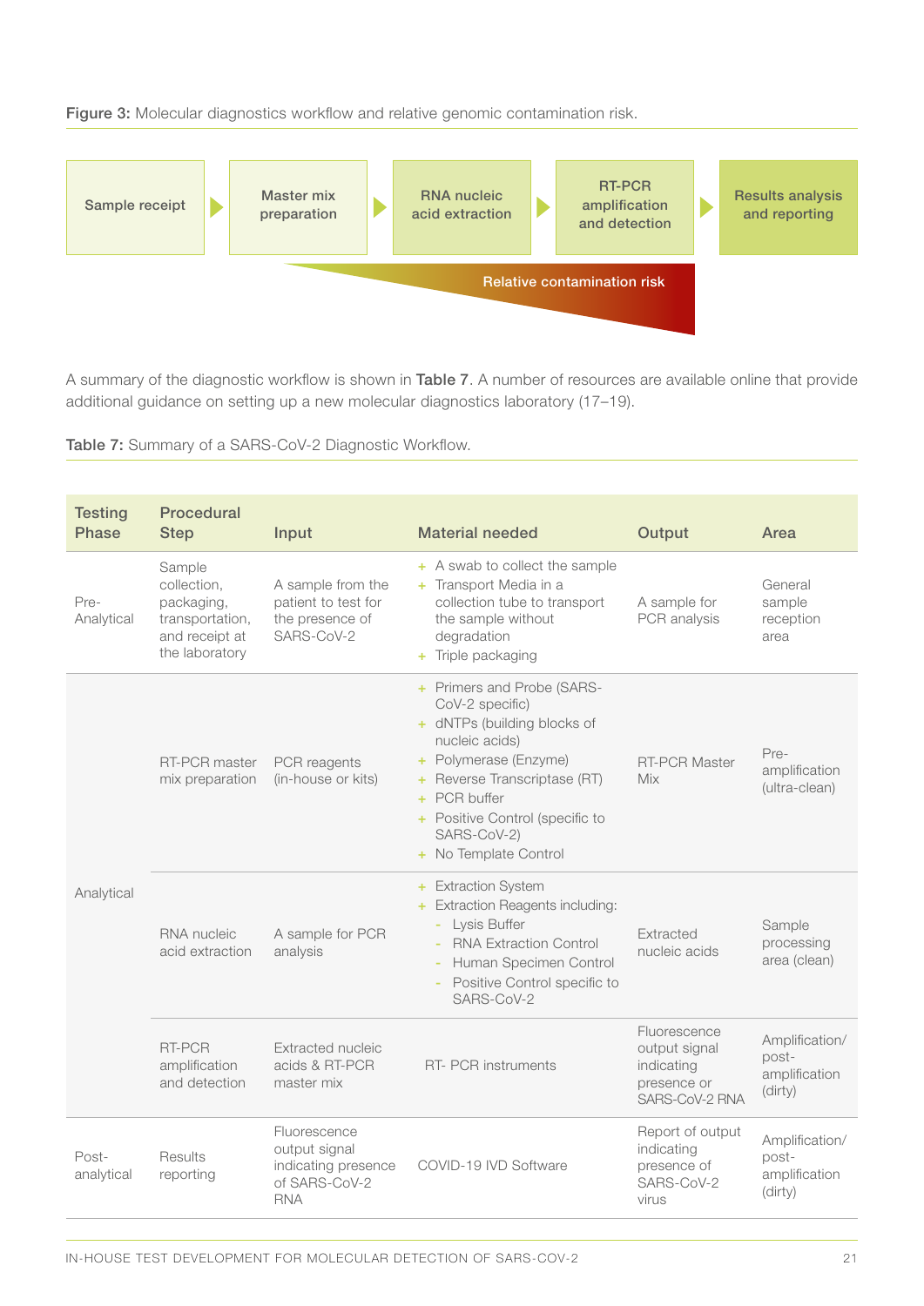**Figure 3:** Molecular diagnostics workflow and relative genomic contamination risk.

Sample receipt ▶ Master mix preparation ▶ RNA nucleic acid extraction ▶ RT-PCR amplification and detection ▶ Results analysis and reporting

Relative contamination risk

A summary of the diagnostic workflow is shown in **Table 7**. A number of resources are available online that provide additional guidance on setting up a new molecular diagnostics laboratory (17–19).

**Table 7:** Summary of a SARS-CoV-2 Diagnostic Workflow.

| Testing Phase | Procedural Step | Input | Material needed | Output | Area |
|---|---|---|---|---|---|
| Pre-Analytical | Sample collection, packaging, transportation, and receipt at the laboratory | A sample from the patient to test for the presence of SARS-CoV-2 | + A swab to collect the sample<br>+ Transport Media in a collection tube to transport the sample without degradation<br>+ Triple packaging | A sample for PCR analysis | General sample reception area |
| Analytical | RT-PCR master mix preparation | PCR reagents (in-house or kits) | + Primers and Probe (SARS-CoV-2 specific)<br>+ dNTPs (building blocks of nucleic acids)<br>+ Polymerase (Enzyme)<br>+ Reverse Transcriptase (RT)<br>+ PCR buffer<br>+ Positive Control (specific to SARS-CoV-2)<br>+ No Template Control | RT-PCR Master Mix | Pre-amplification (ultra-clean) |
| | RNA nucleic acid extraction | A sample for PCR analysis | + Extraction System<br>+ Extraction Reagents including:<br>- Lysis Buffer<br>- RNA Extraction Control<br>- Human Specimen Control<br>- Positive Control specific to SARS-CoV-2 | Extracted nucleic acids | Sample processing area (clean) |
| | RT-PCR amplification and detection | Extracted nucleic acids & RT-PCR master mix | RT- PCR instruments | Fluorescence output signal indicating presence or SARS-CoV-2 RNA | Amplification/ post-amplification (dirty) |
| Post-analytical | Results reporting | Fluorescence output signal indicating presence of SARS-CoV-2 RNA | COVID-19 IVD Software | Report of output indicating presence of SARS-CoV-2 virus | Amplification/ post-amplification (dirty) |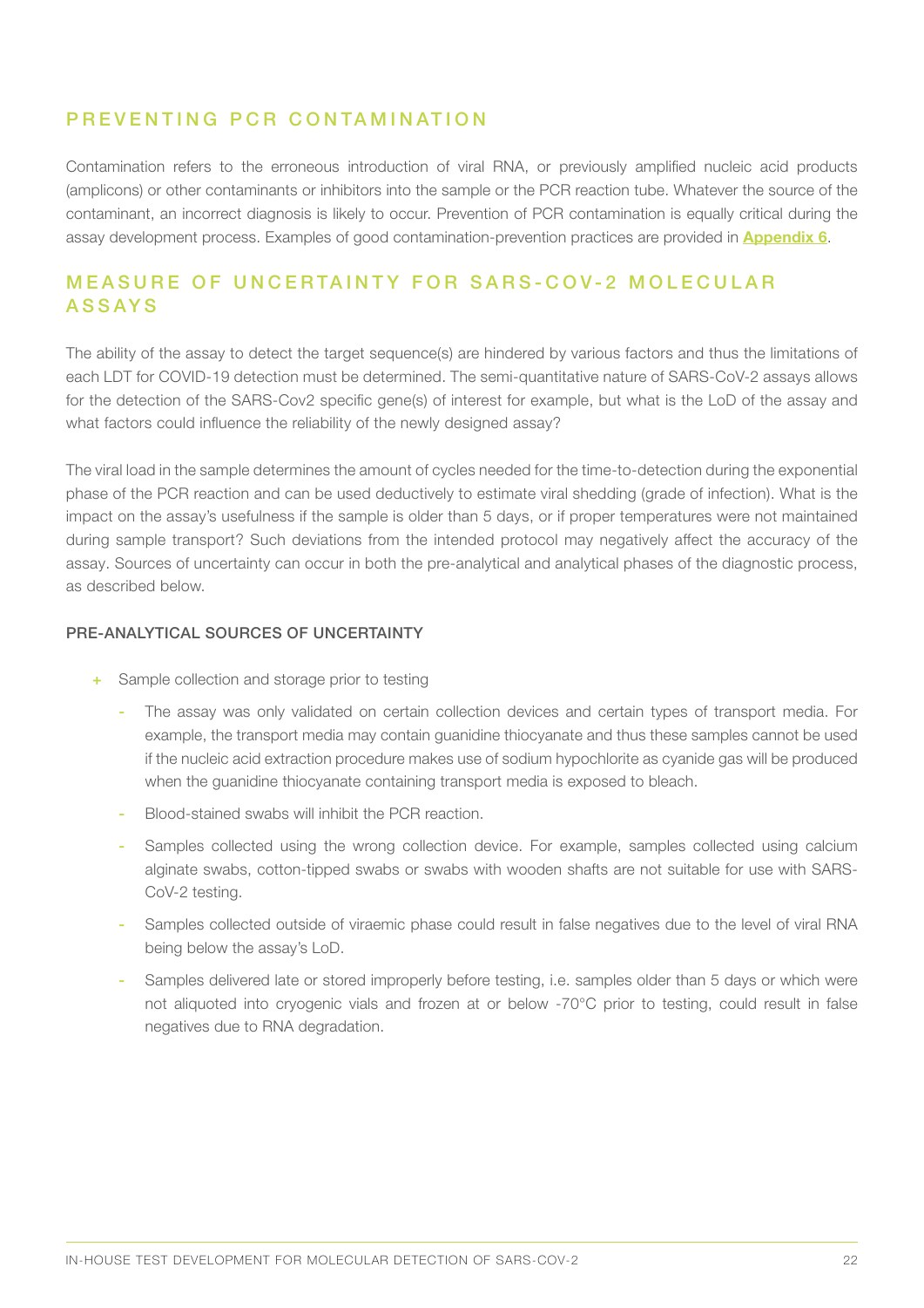## PREVENTING PCR CONTAMINATION

Contamination refers to the erroneous introduction of viral RNA, or previously amplified nucleic acid products (amplicons) or other contaminants or inhibitors into the sample or the PCR reaction tube. Whatever the source of the contaminant, an incorrect diagnosis is likely to occur. Prevention of PCR contamination is equally critical during the assay development process. Examples of good contamination-prevention practices are provided in **Appendix 6**.

## MEASURE OF UNCERTAINTY FOR SARS-COV-2 MOLECULAR ASSAYS

The ability of the assay to detect the target sequence(s) are hindered by various factors and thus the limitations of each LDT for COVID-19 detection must be determined. The semi-quantitative nature of SARS-CoV-2 assays allows for the detection of the SARS-Cov2 specific gene(s) of interest for example, but what is the LoD of the assay and what factors could influence the reliability of the newly designed assay?

The viral load in the sample determines the amount of cycles needed for the time-to-detection during the exponential phase of the PCR reaction and can be used deductively to estimate viral shedding (grade of infection). What is the impact on the assay's usefulness if the sample is older than 5 days, or if proper temperatures were not maintained during sample transport? Such deviations from the intended protocol may negatively affect the accuracy of the assay. Sources of uncertainty can occur in both the pre-analytical and analytical phases of the diagnostic process, as described below.

### PRE-ANALYTICAL SOURCES OF UNCERTAINTY

+ Sample collection and storage prior to testing
  - The assay was only validated on certain collection devices and certain types of transport media. For example, the transport media may contain guanidine thiocyanate and thus these samples cannot be used if the nucleic acid extraction procedure makes use of sodium hypochlorite as cyanide gas will be produced when the guanidine thiocyanate containing transport media is exposed to bleach.
  - Blood-stained swabs will inhibit the PCR reaction.
  - Samples collected using the wrong collection device. For example, samples collected using calcium alginate swabs, cotton-tipped swabs or swabs with wooden shafts are not suitable for use with SARS-CoV-2 testing.
  - Samples collected outside of viraemic phase could result in false negatives due to the level of viral RNA being below the assay's LoD.
  - Samples delivered late or stored improperly before testing, i.e. samples older than 5 days or which were not aliquoted into cryogenic vials and frozen at or below -70°C prior to testing, could result in false negatives due to RNA degradation.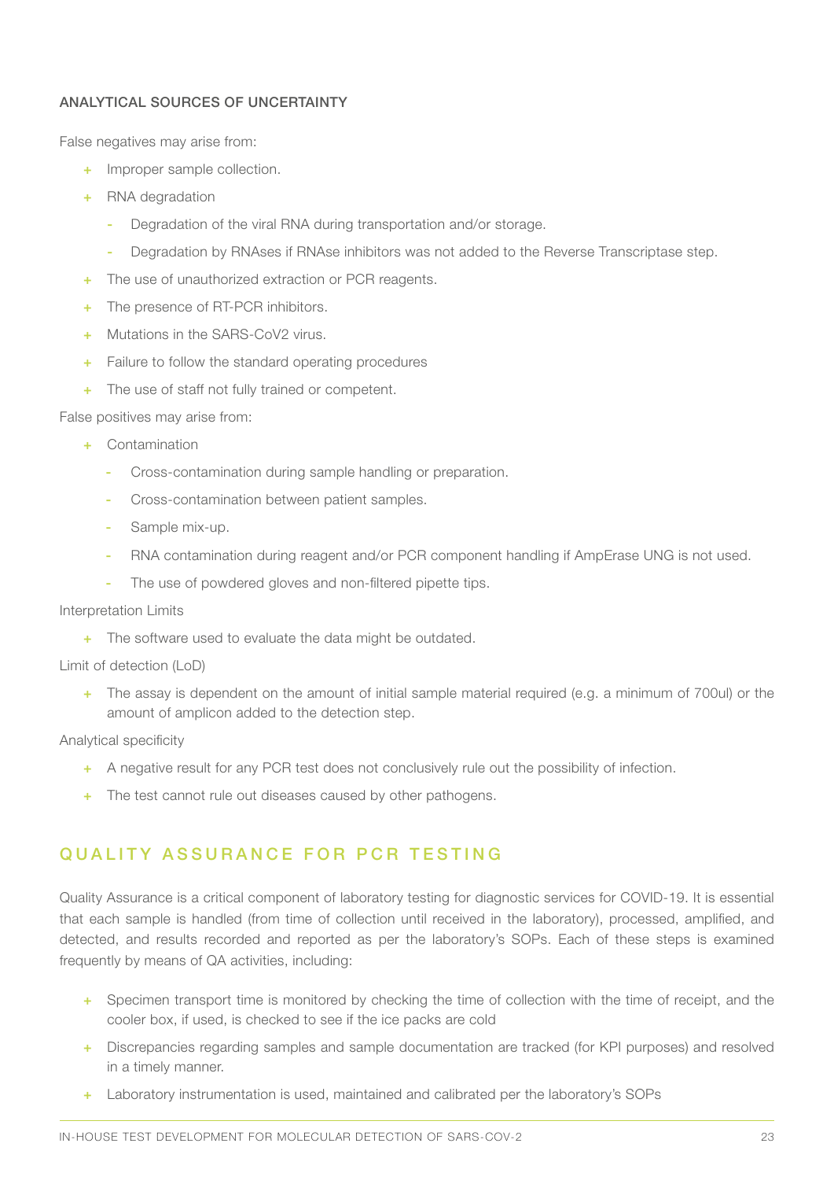### ANALYTICAL SOURCES OF UNCERTAINTY

False negatives may arise from:

- Improper sample collection.
- RNA degradation
  - Degradation of the viral RNA during transportation and/or storage.
  - Degradation by RNAses if RNAse inhibitors was not added to the Reverse Transcriptase step.
- The use of unauthorized extraction or PCR reagents.
- The presence of RT-PCR inhibitors.
- Mutations in the SARS-CoV2 virus.
- Failure to follow the standard operating procedures
- The use of staff not fully trained or competent.

False positives may arise from:

- Contamination
  - Cross-contamination during sample handling or preparation.
  - Cross-contamination between patient samples.
  - Sample mix-up.
  - RNA contamination during reagent and/or PCR component handling if AmpErase UNG is not used.
  - The use of powdered gloves and non-filtered pipette tips.

Interpretation Limits

- The software used to evaluate the data might be outdated.

Limit of detection (LoD)

- The assay is dependent on the amount of initial sample material required (e.g. a minimum of 700ul) or the amount of amplicon added to the detection step.

Analytical specificity

- A negative result for any PCR test does not conclusively rule out the possibility of infection.
- The test cannot rule out diseases caused by other pathogens.

## QUALITY ASSURANCE FOR PCR TESTING

Quality Assurance is a critical component of laboratory testing for diagnostic services for COVID-19. It is essential that each sample is handled (from time of collection until received in the laboratory), processed, amplified, and detected, and results recorded and reported as per the laboratory's SOPs. Each of these steps is examined frequently by means of QA activities, including:

- Specimen transport time is monitored by checking the time of collection with the time of receipt, and the cooler box, if used, is checked to see if the ice packs are cold
- Discrepancies regarding samples and sample documentation are tracked (for KPI purposes) and resolved in a timely manner.
- Laboratory instrumentation is used, maintained and calibrated per the laboratory's SOPs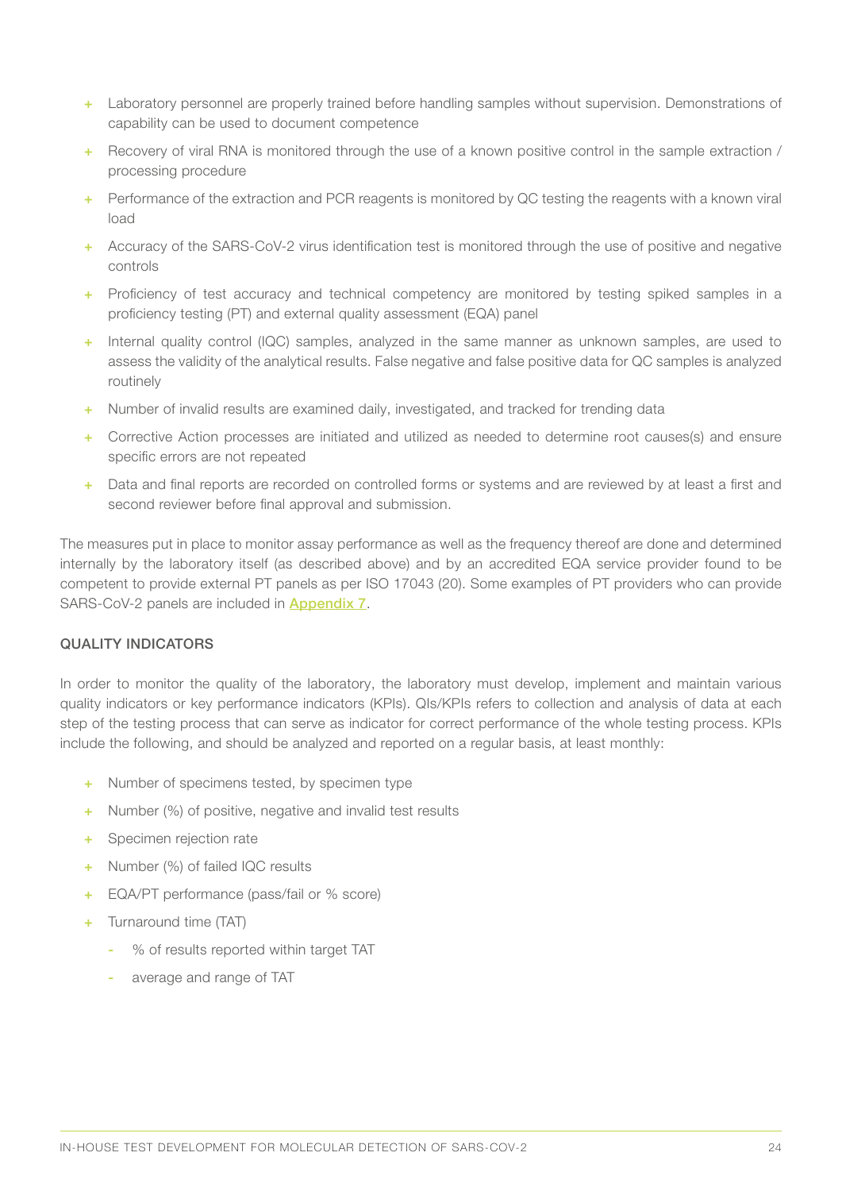- Laboratory personnel are properly trained before handling samples without supervision. Demonstrations of capability can be used to document competence
- Recovery of viral RNA is monitored through the use of a known positive control in the sample extraction / processing procedure
- Performance of the extraction and PCR reagents is monitored by QC testing the reagents with a known viral load
- Accuracy of the SARS-CoV-2 virus identification test is monitored through the use of positive and negative controls
- Proficiency of test accuracy and technical competency are monitored by testing spiked samples in a proficiency testing (PT) and external quality assessment (EQA) panel
- Internal quality control (IQC) samples, analyzed in the same manner as unknown samples, are used to assess the validity of the analytical results. False negative and false positive data for QC samples is analyzed routinely
- Number of invalid results are examined daily, investigated, and tracked for trending data
- Corrective Action processes are initiated and utilized as needed to determine root causes(s) and ensure specific errors are not repeated
- Data and final reports are recorded on controlled forms or systems and are reviewed by at least a first and second reviewer before final approval and submission.

The measures put in place to monitor assay performance as well as the frequency thereof are done and determined internally by the laboratory itself (as described above) and by an accredited EQA service provider found to be competent to provide external PT panels as per ISO 17043 (20). Some examples of PT providers who can provide SARS-CoV-2 panels are included in **Appendix 7**.

## QUALITY INDICATORS

In order to monitor the quality of the laboratory, the laboratory must develop, implement and maintain various quality indicators or key performance indicators (KPIs). QIs/KPIs refers to collection and analysis of data at each step of the testing process that can serve as indicator for correct performance of the whole testing process. KPIs include the following, and should be analyzed and reported on a regular basis, at least monthly:

- Number of specimens tested, by specimen type
- Number (%) of positive, negative and invalid test results
- Specimen rejection rate
- Number (%) of failed IQC results
- EQA/PT performance (pass/fail or % score)
- Turnaround time (TAT)
  - % of results reported within target TAT
  - average and range of TAT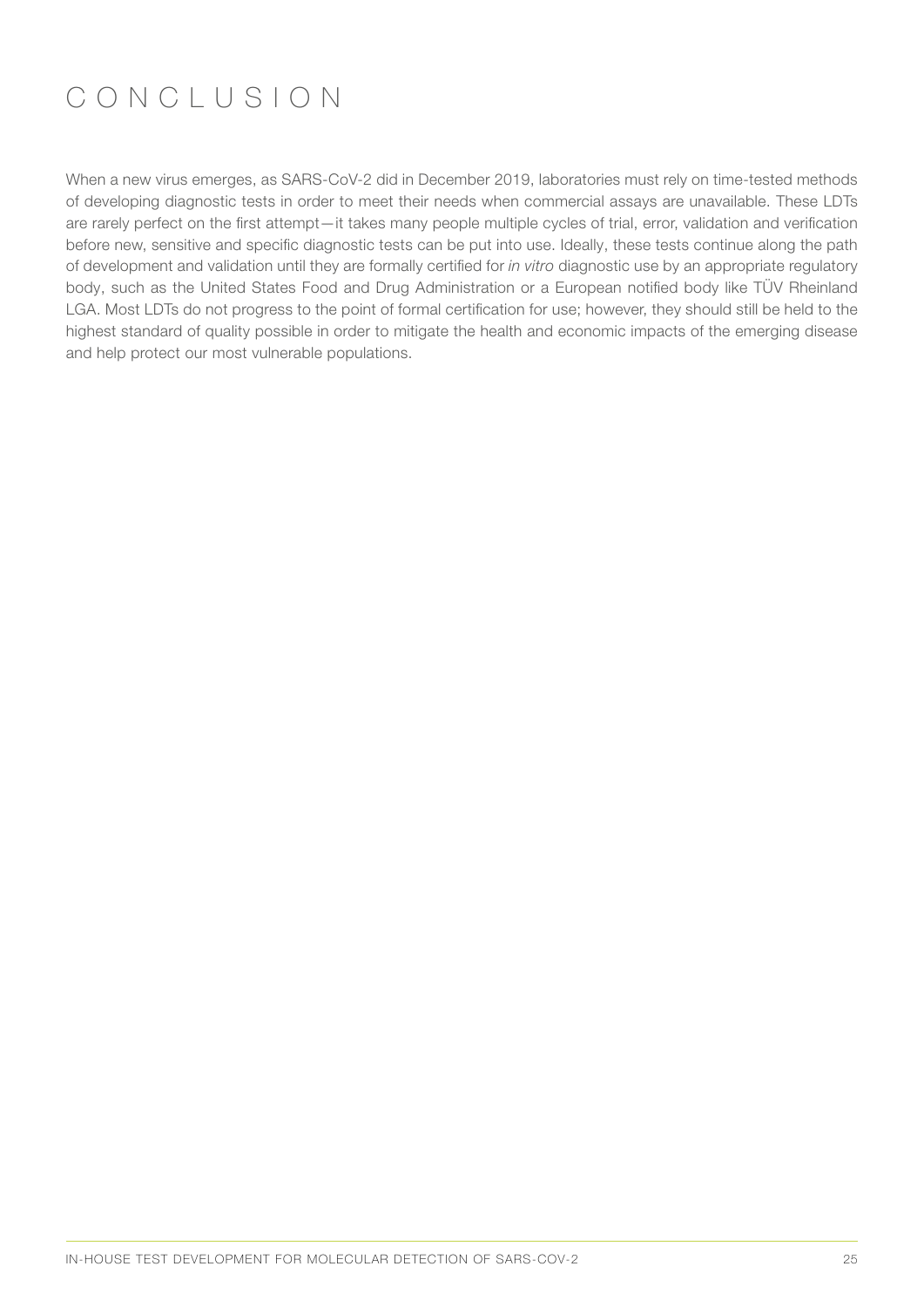# CONCLUSION

When a new virus emerges, as SARS-CoV-2 did in December 2019, laboratories must rely on time-tested methods of developing diagnostic tests in order to meet their needs when commercial assays are unavailable. These LDTs are rarely perfect on the first attempt—it takes many people multiple cycles of trial, error, validation and verification before new, sensitive and specific diagnostic tests can be put into use. Ideally, these tests continue along the path of development and validation until they are formally certified for *in vitro* diagnostic use by an appropriate regulatory body, such as the United States Food and Drug Administration or a European notified body like TÜV Rheinland LGA. Most LDTs do not progress to the point of formal certification for use; however, they should still be held to the highest standard of quality possible in order to mitigate the health and economic impacts of the emerging disease and help protect our most vulnerable populations.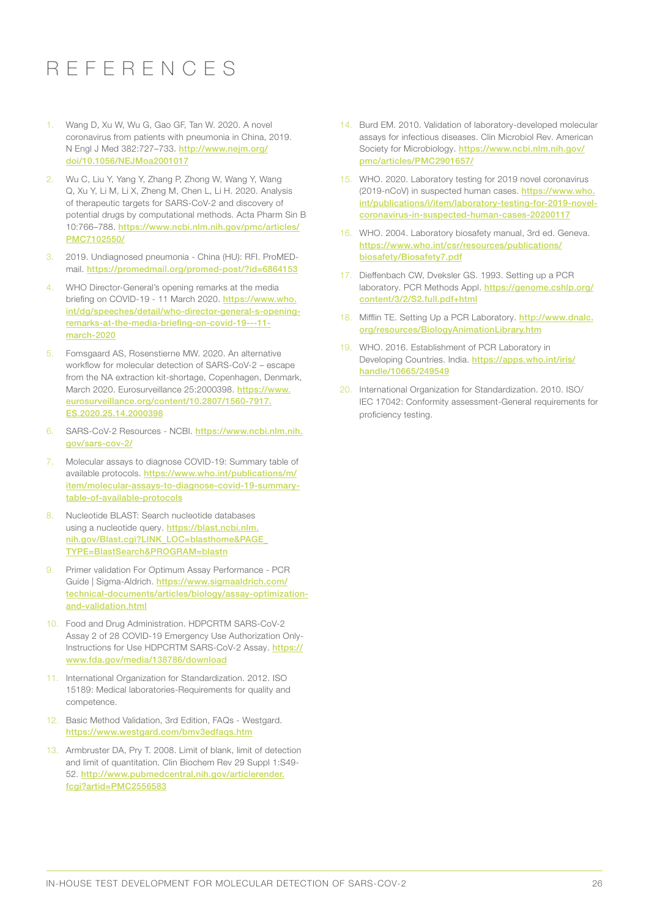# REFERENCES

1. Wang D, Xu W, Wu G, Gao GF, Tan W. 2020. A novel coronavirus from patients with pneumonia in China, 2019. N Engl J Med 382:727–733. http://www.nejm.org/doi/10.1056/NEJMoa2001017
2. Wu C, Liu Y, Yang Y, Zhang P, Zhong W, Wang Y, Wang Q, Xu Y, Li M, Li X, Zheng M, Chen L, Li H. 2020. Analysis of therapeutic targets for SARS-CoV-2 and discovery of potential drugs by computational methods. Acta Pharm Sin B 10:766–788. https://www.ncbi.nlm.nih.gov/pmc/articles/PMC7102550/
3. 2019. Undiagnosed pneumonia - China (HU): RFI. ProMED-mail. https://promedmail.org/promed-post/?id=6864153
4. WHO Director-General's opening remarks at the media briefing on COVID-19 - 11 March 2020. https://www.who.int/dg/speeches/detail/who-director-general-s-opening-remarks-at-the-media-briefing-on-covid-19---11-march-2020
5. Fomsgaard AS, Rosenstierne MW. 2020. An alternative workflow for molecular detection of SARS-CoV-2 – escape from the NA extraction kit-shortage, Copenhagen, Denmark, March 2020. Eurosurveillance 25:2000398. https://www.eurosurveillance.org/content/10.2807/1560-7917.ES.2020.25.14.2000398
6. SARS-CoV-2 Resources - NCBI. https://www.ncbi.nlm.nih.gov/sars-cov-2/
7. Molecular assays to diagnose COVID-19: Summary table of available protocols. https://www.who.int/publications/m/item/molecular-assays-to-diagnose-covid-19-summary-table-of-available-protocols
8. Nucleotide BLAST: Search nucleotide databases using a nucleotide query. https://blast.ncbi.nlm.nih.gov/Blast.cgi?LINK_LOC=blasthome&PAGE_TYPE=BlastSearch&PROGRAM=blastn
9. Primer validation For Optimum Assay Performance - PCR Guide | Sigma-Aldrich. https://www.sigmaaldrich.com/technical-documents/articles/biology/assay-optimization-and-validation.html
10. Food and Drug Administration. HDPCRTM SARS-CoV-2 Assay 2 of 28 COVID-19 Emergency Use Authorization Only-Instructions for Use HDPCRTM SARS-CoV-2 Assay. https://www.fda.gov/media/138786/download
11. International Organization for Standardization. 2012. ISO 15189: Medical laboratories-Requirements for quality and competence.
12. Basic Method Validation, 3rd Edition, FAQs - Westgard. https://www.westgard.com/bmv3edfaqs.htm
13. Armbruster DA, Pry T. 2008. Limit of blank, limit of detection and limit of quantitation. Clin Biochem Rev 29 Suppl 1:S49-52. http://www.pubmedcentral.nih.gov/articlerender.fcgi?artid=PMC2556583
14. Burd EM. 2010. Validation of laboratory-developed molecular assays for infectious diseases. Clin Microbiol Rev. American Society for Microbiology. https://www.ncbi.nlm.nih.gov/pmc/articles/PMC2901657/
15. WHO. 2020. Laboratory testing for 2019 novel coronavirus (2019-nCoV) in suspected human cases. https://www.who.int/publications/i/item/laboratory-testing-for-2019-novel-coronavirus-in-suspected-human-cases-20200117
16. WHO. 2004. Laboratory biosafety manual, 3rd ed. Geneva. https://www.who.int/csr/resources/publications/biosafety/Biosafety7.pdf
17. Dieffenbach CW, Dveksler GS. 1993. Setting up a PCR laboratory. PCR Methods Appl. https://genome.cshlp.org/content/3/2/S2.full.pdf+html
18. Mifflin TE. Setting Up a PCR Laboratory. http://www.dnalc.org/resources/BiologyAnimationLibrary.htm
19. WHO. 2016. Establishment of PCR Laboratory in Developing Countries. India. https://apps.who.int/iris/handle/10665/249549
20. International Organization for Standardization. 2010. ISO/IEC 17042: Conformity assessment-General requirements for proficiency testing.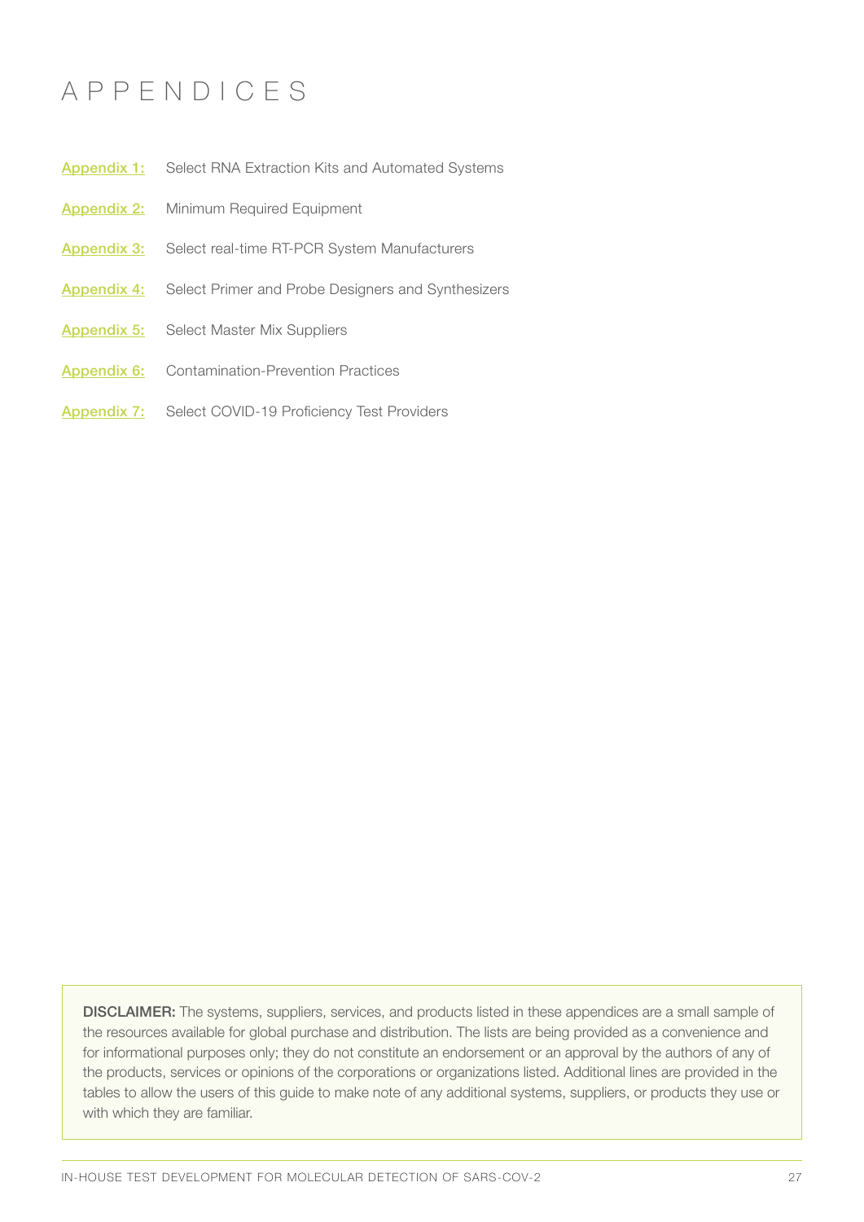# APPENDICES

**Appendix 1:** Select RNA Extraction Kits and Automated Systems

**Appendix 2:** Minimum Required Equipment

**Appendix 3:** Select real-time RT-PCR System Manufacturers

**Appendix 4:** Select Primer and Probe Designers and Synthesizers

**Appendix 5:** Select Master Mix Suppliers

**Appendix 6:** Contamination-Prevention Practices

**Appendix 7:** Select COVID-19 Proficiency Test Providers

**DISCLAIMER:** The systems, suppliers, services, and products listed in these appendices are a small sample of the resources available for global purchase and distribution. The lists are being provided as a convenience and for informational purposes only; they do not constitute an endorsement or an approval by the authors of any of the products, services or opinions of the corporations or organizations listed. Additional lines are provided in the tables to allow the users of this guide to make note of any additional systems, suppliers, or products they use or with which they are familiar.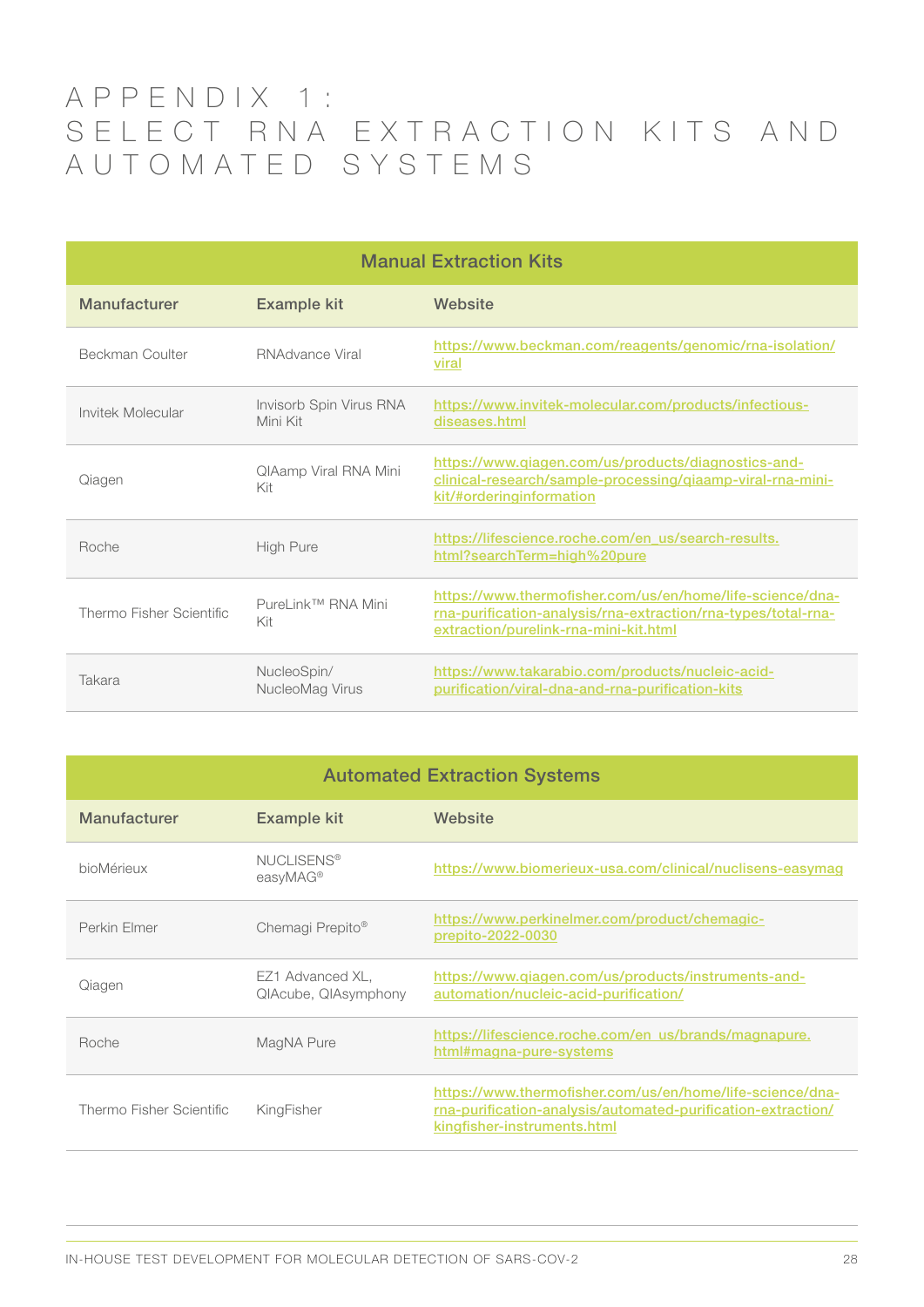# APPENDIX 1: SELECT RNA EXTRACTION KITS AND AUTOMATED SYSTEMS

| Manual Extraction Kits | | |
|---|---|---|
| **Manufacturer** | **Example kit** | **Website** |
| Beckman Coulter | RNAdvance Viral | https://www.beckman.com/reagents/genomic/rna-isolation/viral |
| Invitek Molecular | Invisorb Spin Virus RNA Mini Kit | https://www.invitek-molecular.com/products/infectious-diseases.html |
| Qiagen | QIAamp Viral RNA Mini Kit | https://www.qiagen.com/us/products/diagnostics-and-clinical-research/sample-processing/qiaamp-viral-rna-mini-kit/#orderinginformation |
| Roche | High Pure | https://lifescience.roche.com/en_us/search-results.html?searchTerm=high%20pure |
| Thermo Fisher Scientific | PureLink™ RNA Mini Kit | https://www.thermofisher.com/us/en/home/life-science/dna-rna-purification-analysis/rna-extraction/rna-types/total-rna-extraction/purelink-rna-mini-kit.html |
| Takara | NucleoSpin/ NucleoMag Virus | https://www.takarabio.com/products/nucleic-acid-purification/viral-dna-and-rna-purification-kits |

| Automated Extraction Systems | | |
|---|---|---|
| **Manufacturer** | **Example kit** | **Website** |
| bioMérieux | NUCLISENS® easyMAG® | https://www.biomerieux-usa.com/clinical/nuclisens-easymag |
| Perkin Elmer | Chemagi Prepito® | https://www.perkinelmer.com/product/chemagic-prepito-2022-0030 |
| Qiagen | EZ1 Advanced XL, QIAcube, QIAsymphony | https://www.qiagen.com/us/products/instruments-and-automation/nucleic-acid-purification/ |
| Roche | MagNA Pure | https://lifescience.roche.com/en_us/brands/magnapure.html#magna-pure-systems |
| Thermo Fisher Scientific | KingFisher | https://www.thermofisher.com/us/en/home/life-science/dna-rna-purification-analysis/automated-purification-extraction/kingfisher-instruments.html |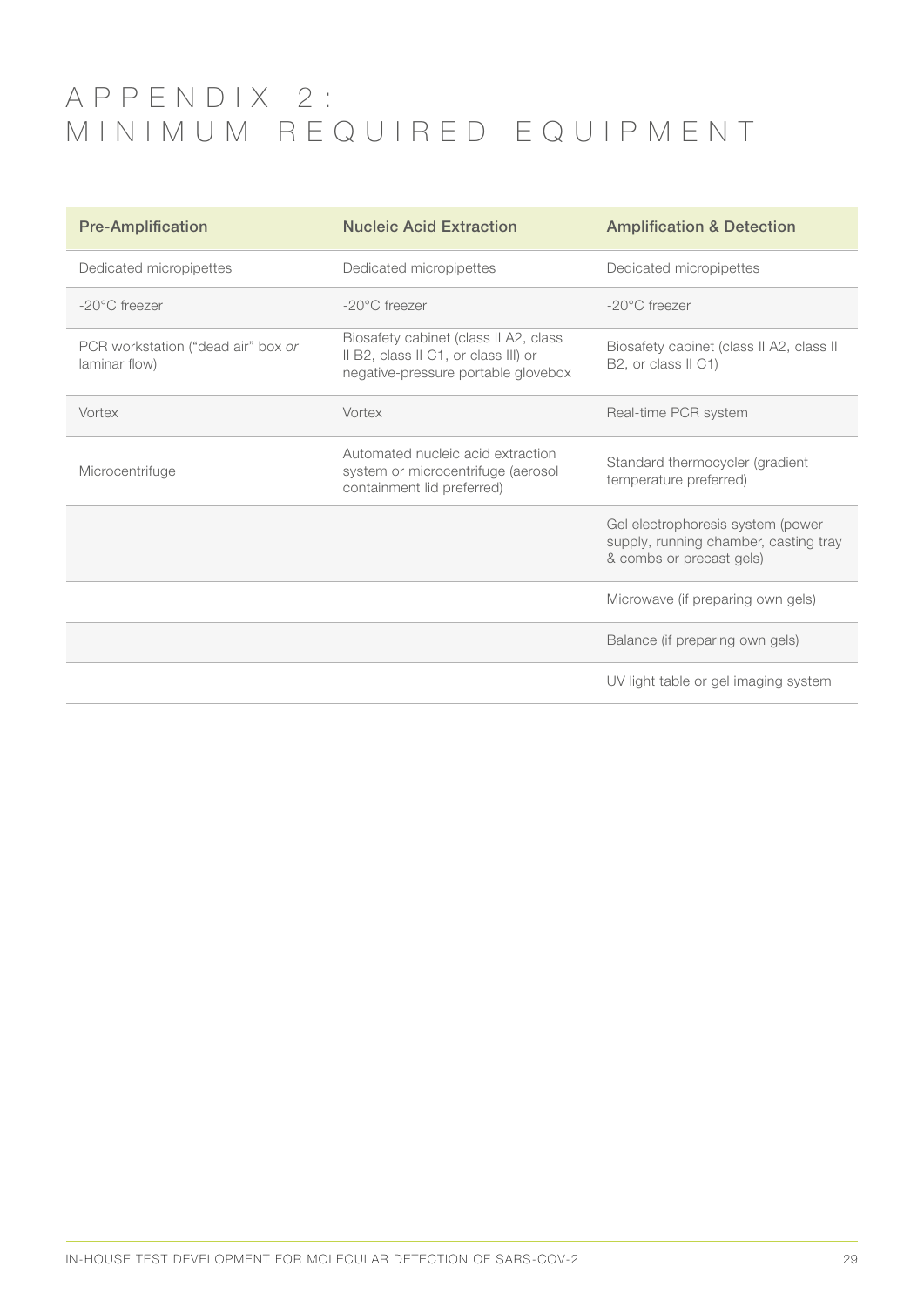# APPENDIX 2: MINIMUM REQUIRED EQUIPMENT

| Pre-Amplification | Nucleic Acid Extraction | Amplification & Detection |
| --- | --- | --- |
| Dedicated micropipettes | Dedicated micropipettes | Dedicated micropipettes |
| -20°C freezer | -20°C freezer | -20°C freezer |
| PCR workstation ("dead air" box *or* laminar flow) | Biosafety cabinet (class II A2, class II B2, class II C1, or class III) or negative-pressure portable glovebox | Biosafety cabinet (class II A2, class II B2, or class II C1) |
| Vortex | Vortex | Real-time PCR system |
| Microcentrifuge | Automated nucleic acid extraction system or microcentrifuge (aerosol containment lid preferred) | Standard thermocycler (gradient temperature preferred) |
| | | Gel electrophoresis system (power supply, running chamber, casting tray & combs or precast gels) |
| | | Microwave (if preparing own gels) |
| | | Balance (if preparing own gels) |
| | | UV light table or gel imaging system |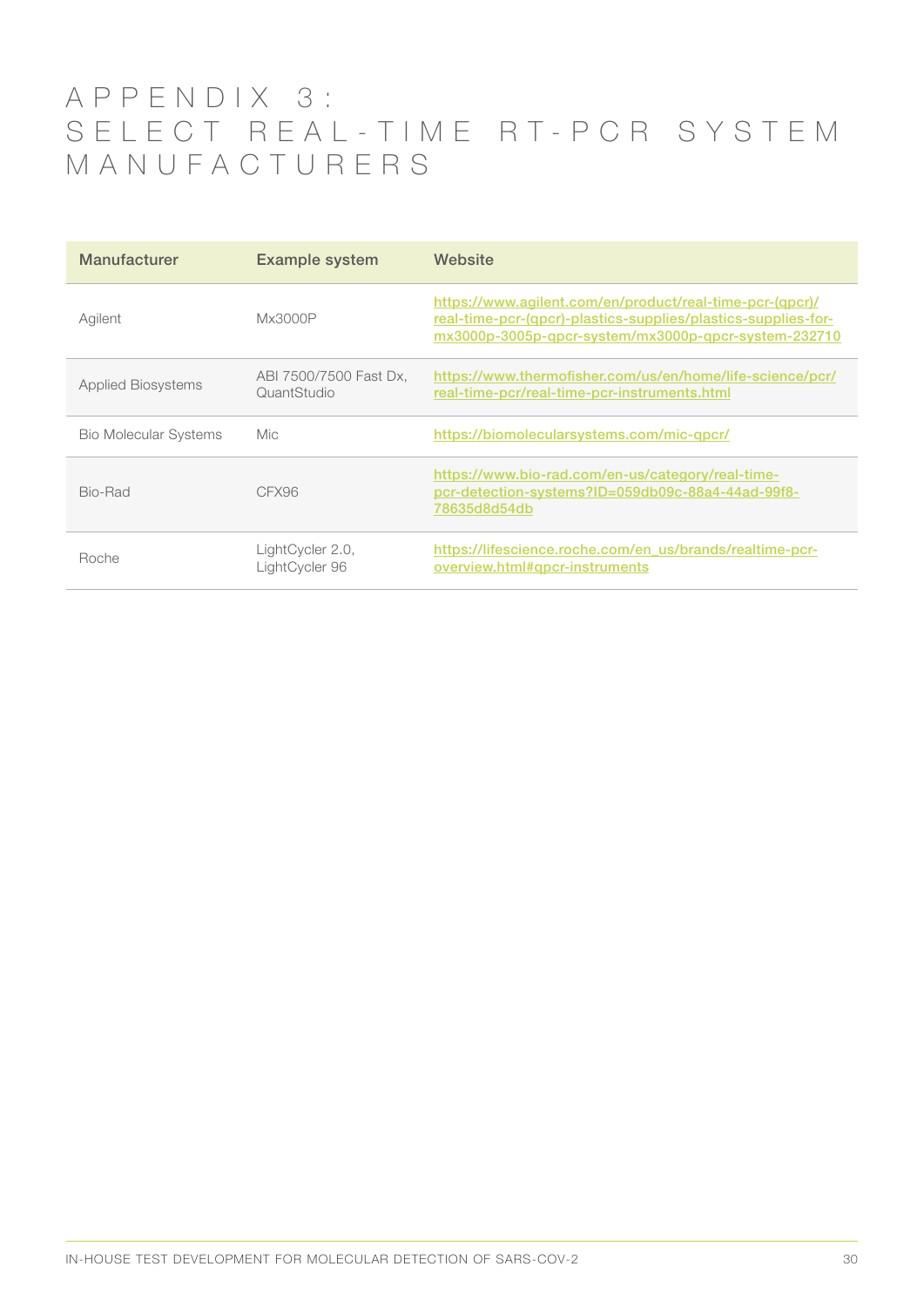# APPENDIX 3: SELECT REAL-TIME RT-PCR SYSTEM MANUFACTURERS

| Manufacturer | Example system | Website |
|---|---|---|
| Agilent | Mx3000P | https://www.agilent.com/en/product/real-time-pcr-(qpcr)/real-time-pcr-(qpcr)-plastics-supplies/plastics-supplies-for-mx3000p-3005p-qpcr-system/mx3000p-qpcr-system-232710 |
| Applied Biosystems | ABI 7500/7500 Fast Dx, QuantStudio | https://www.thermofisher.com/us/en/home/life-science/pcr/real-time-pcr/real-time-pcr-instruments.html |
| Bio Molecular Systems | Mic | https://biomolecularsystems.com/mic-qpcr/ |
| Bio-Rad | CFX96 | https://www.bio-rad.com/en-us/category/real-time-pcr-detection-systems?ID=059db09c-88a4-44ad-99f8-78635d8d54db |
| Roche | LightCycler 2.0, LightCycler 96 | https://lifescience.roche.com/en_us/brands/realtime-pcr-overview.html#qpcr-instruments |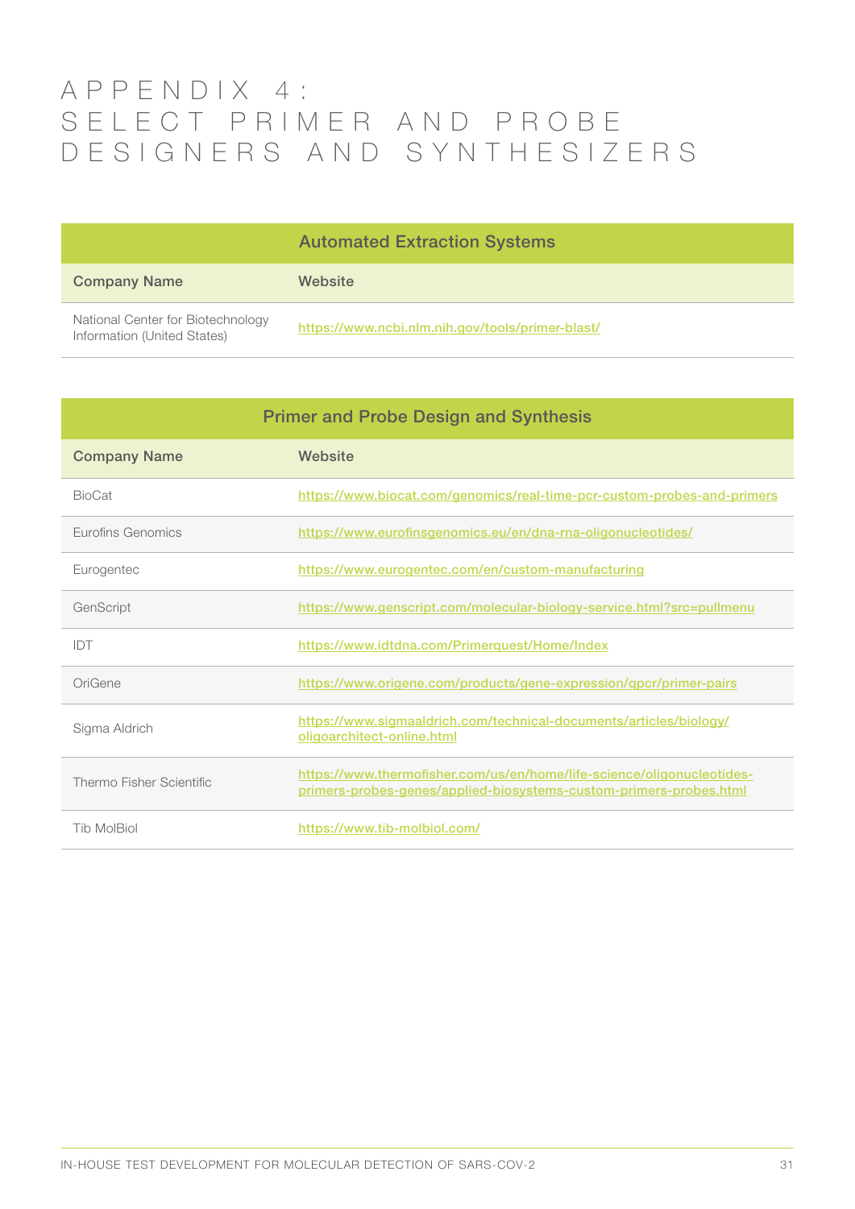# APPENDIX 4: SELECT PRIMER AND PROBE DESIGNERS AND SYNTHESIZERS

| Automated Extraction Systems | |
|---|---|
| **Company Name** | **Website** |
| National Center for Biotechnology Information (United States) | https://www.ncbi.nlm.nih.gov/tools/primer-blast/ |

| Primer and Probe Design and Synthesis | |
|---|---|
| **Company Name** | **Website** |
| BioCat | https://www.biocat.com/genomics/real-time-pcr-custom-probes-and-primers |
| Eurofins Genomics | https://www.eurofinsgenomics.eu/en/dna-rna-oligonucleotides/ |
| Eurogentec | https://www.eurogentec.com/en/custom-manufacturing |
| GenScript | https://www.genscript.com/molecular-biology-service.html?src=pullmenu |
| IDT | https://www.idtdna.com/Primerquest/Home/Index |
| OriGene | https://www.origene.com/products/gene-expression/qpcr/primer-pairs |
| Sigma Aldrich | https://www.sigmaaldrich.com/technical-documents/articles/biology/oligoarchitect-online.html |
| Thermo Fisher Scientific | https://www.thermofisher.com/us/en/home/life-science/oligonucleotides-primers-probes-genes/applied-biosystems-custom-primers-probes.html |
| Tib MolBiol | https://www.tib-molbiol.com/ |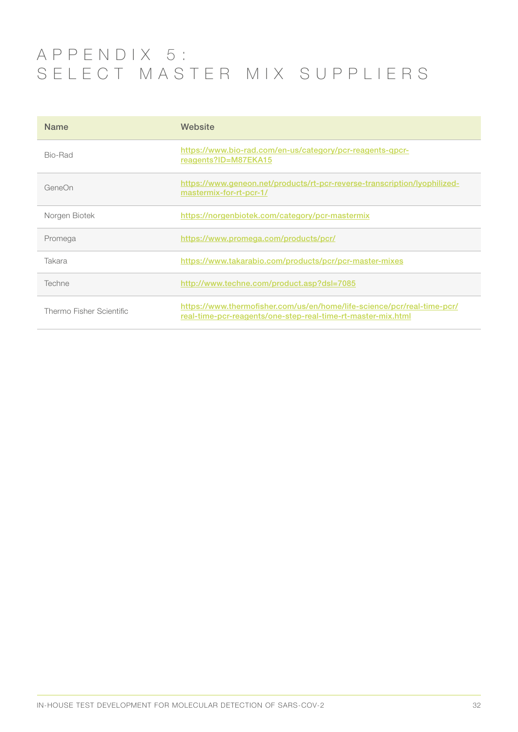# APPENDIX 5: SELECT MASTER MIX SUPPLIERS

| Name | Website |
|---|---|
| Bio-Rad | https://www.bio-rad.com/en-us/category/pcr-reagents-qpcr-reagents?ID=M87EKA15 |
| GeneOn | https://www.geneon.net/products/rt-pcr-reverse-transcription/lyophilized-mastermix-for-rt-pcr-1/ |
| Norgen Biotek | https://norgenbiotek.com/category/pcr-mastermix |
| Promega | https://www.promega.com/products/pcr/ |
| Takara | https://www.takarabio.com/products/pcr/pcr-master-mixes |
| Techne | http://www.techne.com/product.asp?dsl=7085 |
| Thermo Fisher Scientific | https://www.thermofisher.com/us/en/home/life-science/pcr/real-time-pcr/real-time-pcr-reagents/one-step-real-time-rt-master-mix.html |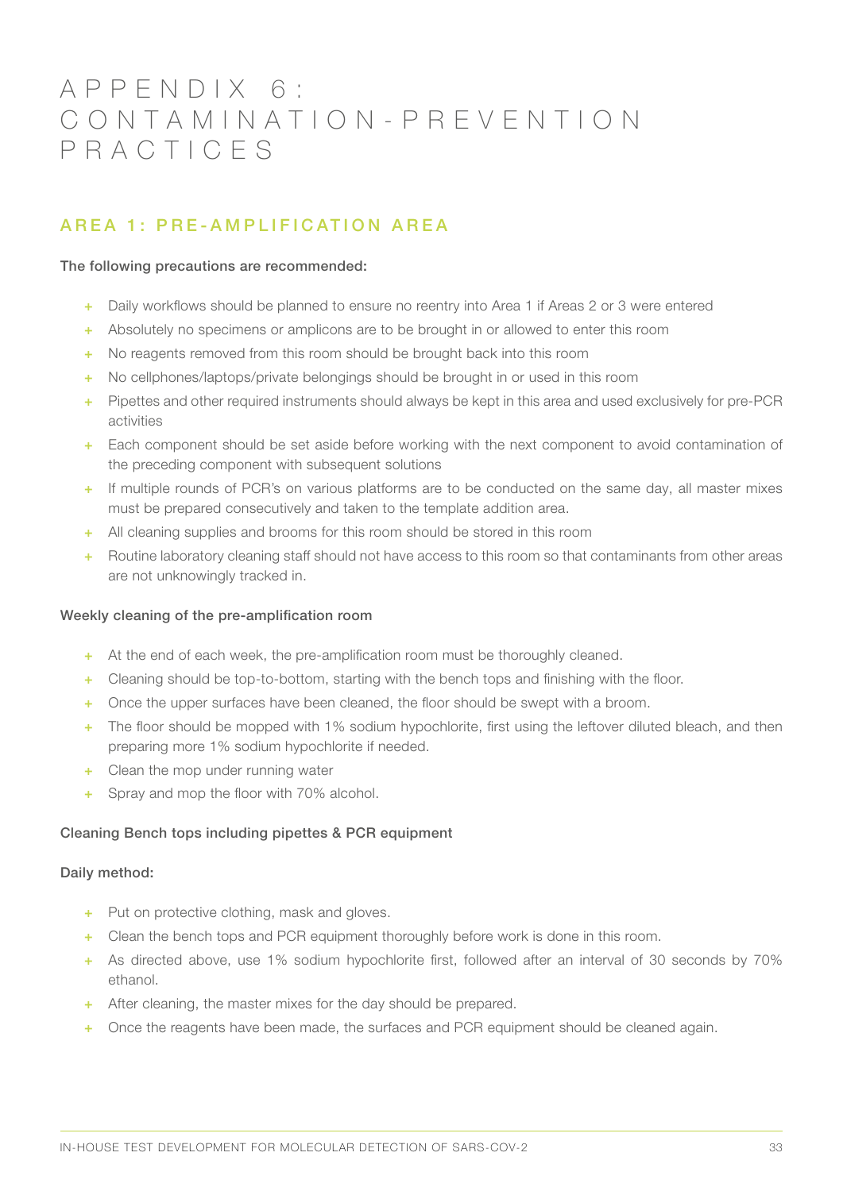# APPENDIX 6: CONTAMINATION-PREVENTION PRACTICES

## AREA 1: PRE-AMPLIFICATION AREA

**The following precautions are recommended:**

- Daily workflows should be planned to ensure no reentry into Area 1 if Areas 2 or 3 were entered
- Absolutely no specimens or amplicons are to be brought in or allowed to enter this room
- No reagents removed from this room should be brought back into this room
- No cellphones/laptops/private belongings should be brought in or used in this room
- Pipettes and other required instruments should always be kept in this area and used exclusively for pre-PCR activities
- Each component should be set aside before working with the next component to avoid contamination of the preceding component with subsequent solutions
- If multiple rounds of PCR's on various platforms are to be conducted on the same day, all master mixes must be prepared consecutively and taken to the template addition area.
- All cleaning supplies and brooms for this room should be stored in this room
- Routine laboratory cleaning staff should not have access to this room so that contaminants from other areas are not unknowingly tracked in.

**Weekly cleaning of the pre-amplification room**

- At the end of each week, the pre-amplification room must be thoroughly cleaned.
- Cleaning should be top-to-bottom, starting with the bench tops and finishing with the floor.
- Once the upper surfaces have been cleaned, the floor should be swept with a broom.
- The floor should be mopped with 1% sodium hypochlorite, first using the leftover diluted bleach, and then preparing more 1% sodium hypochlorite if needed.
- Clean the mop under running water
- Spray and mop the floor with 70% alcohol.

**Cleaning Bench tops including pipettes & PCR equipment**

**Daily method:**

- Put on protective clothing, mask and gloves.
- Clean the bench tops and PCR equipment thoroughly before work is done in this room.
- As directed above, use 1% sodium hypochlorite first, followed after an interval of 30 seconds by 70% ethanol.
- After cleaning, the master mixes for the day should be prepared.
- Once the reagents have been made, the surfaces and PCR equipment should be cleaned again.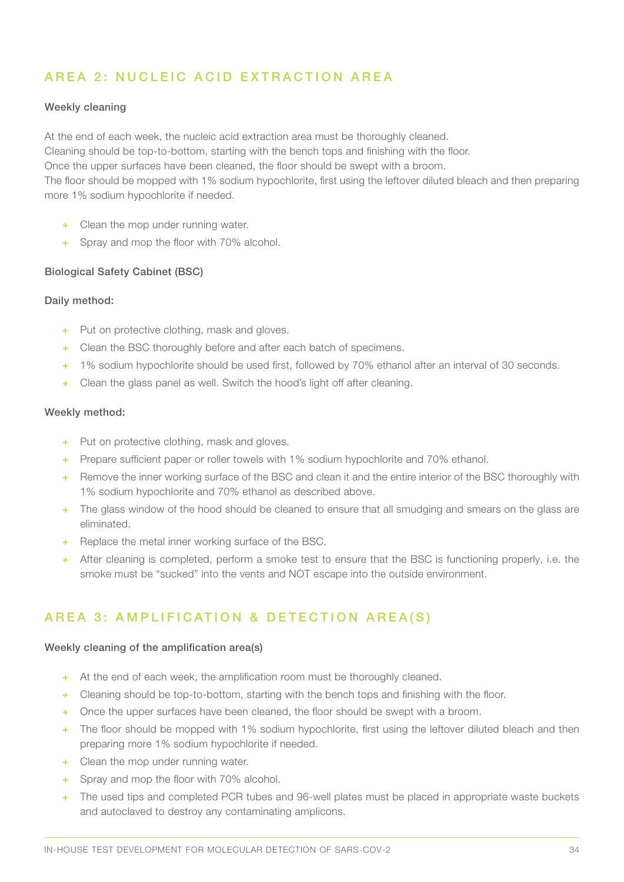## AREA 2: NUCLEIC ACID EXTRACTION AREA

**Weekly cleaning**

At the end of each week, the nucleic acid extraction area must be thoroughly cleaned.
Cleaning should be top-to-bottom, starting with the bench tops and finishing with the floor.
Once the upper surfaces have been cleaned, the floor should be swept with a broom.
The floor should be mopped with 1% sodium hypochlorite, first using the leftover diluted bleach and then preparing more 1% sodium hypochlorite if needed.

- Clean the mop under running water.
- Spray and mop the floor with 70% alcohol.

**Biological Safety Cabinet (BSC)**

**Daily method:**

- Put on protective clothing, mask and gloves.
- Clean the BSC thoroughly before and after each batch of specimens.
- 1% sodium hypochlorite should be used first, followed by 70% ethanol after an interval of 30 seconds.
- Clean the glass panel as well. Switch the hood's light off after cleaning.

**Weekly method:**

- Put on protective clothing, mask and gloves.
- Prepare sufficient paper or roller towels with 1% sodium hypochlorite and 70% ethanol.
- Remove the inner working surface of the BSC and clean it and the entire interior of the BSC thoroughly with 1% sodium hypochlorite and 70% ethanol as described above.
- The glass window of the hood should be cleaned to ensure that all smudging and smears on the glass are eliminated.
- Replace the metal inner working surface of the BSC.
- After cleaning is completed, perform a smoke test to ensure that the BSC is functioning properly, i.e. the smoke must be "sucked" into the vents and NOT escape into the outside environment.

## AREA 3: AMPLIFICATION & DETECTION AREA(S)

**Weekly cleaning of the amplification area(s)**

- At the end of each week, the amplification room must be thoroughly cleaned.
- Cleaning should be top-to-bottom, starting with the bench tops and finishing with the floor.
- Once the upper surfaces have been cleaned, the floor should be swept with a broom.
- The floor should be mopped with 1% sodium hypochlorite, first using the leftover diluted bleach and then preparing more 1% sodium hypochlorite if needed.
- Clean the mop under running water.
- Spray and mop the floor with 70% alcohol.
- The used tips and completed PCR tubes and 96-well plates must be placed in appropriate waste buckets and autoclaved to destroy any contaminating amplicons.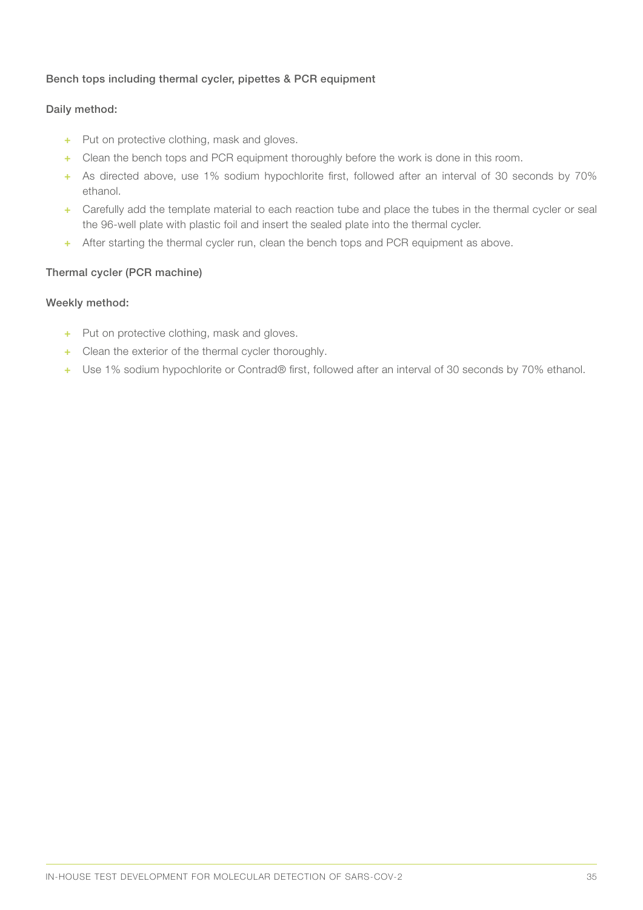### Bench tops including thermal cycler, pipettes & PCR equipment

#### Daily method:

- Put on protective clothing, mask and gloves.
- Clean the bench tops and PCR equipment thoroughly before the work is done in this room.
- As directed above, use 1% sodium hypochlorite first, followed after an interval of 30 seconds by 70% ethanol.
- Carefully add the template material to each reaction tube and place the tubes in the thermal cycler or seal the 96-well plate with plastic foil and insert the sealed plate into the thermal cycler.
- After starting the thermal cycler run, clean the bench tops and PCR equipment as above.

### Thermal cycler (PCR machine)

#### Weekly method:

- Put on protective clothing, mask and gloves.
- Clean the exterior of the thermal cycler thoroughly.
- Use 1% sodium hypochlorite or Contrad® first, followed after an interval of 30 seconds by 70% ethanol.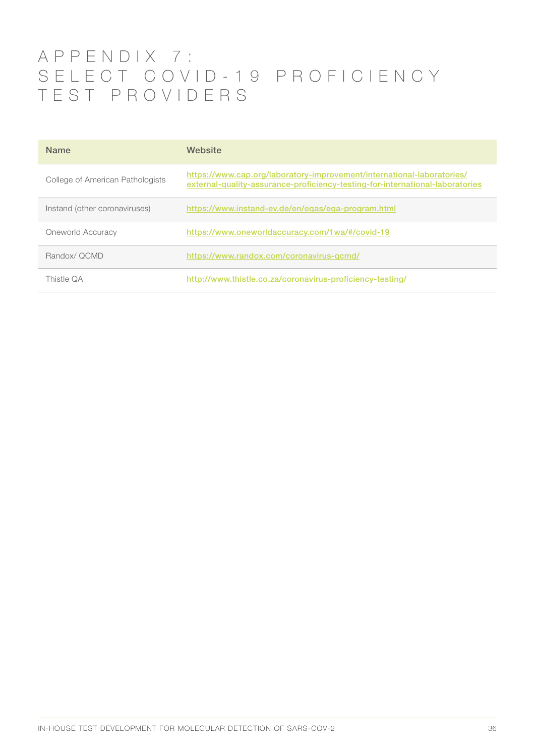# APPENDIX 7: SELECT COVID-19 PROFICIENCY TEST PROVIDERS

| Name | Website |
| --- | --- |
| College of American Pathologists | https://www.cap.org/laboratory-improvement/international-laboratories/external-quality-assurance-proficiency-testing-for-international-laboratories |
| Instand (other coronaviruses) | https://www.instand-ev.de/en/eqas/eqa-program.html |
| Oneworld Accuracy | https://www.oneworldaccuracy.com/1wa/#/covid-19 |
| Randox/ QCMD | https://www.randox.com/coronavirus-qcmd/ |
| Thistle QA | http://www.thistle.co.za/coronavirus-proficiency-testing/ |